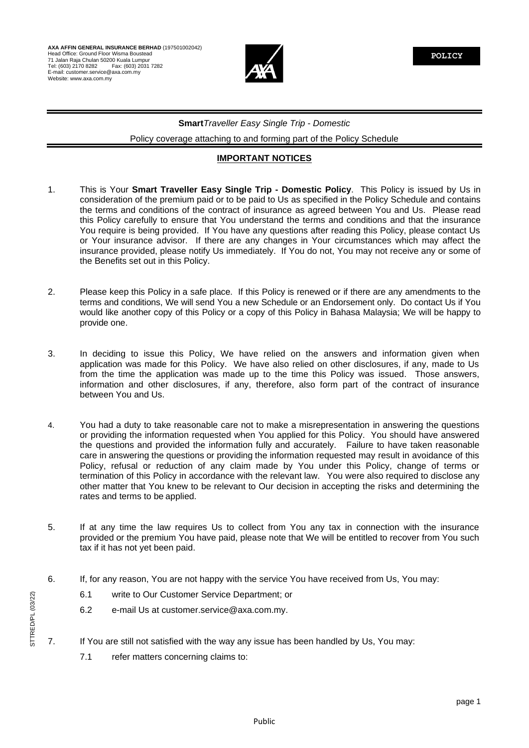**AXA AFFIN GENERAL INSURANCE BERHAD** (197501002042)
Head Office: Ground Floor Wisma Boustead
71 Jalan Raja Chulan 50200 Kuala Lumpur
Tel: (603) 2170 8282 Fax: (603) 2031 7282
E-mail: customer.service@axa.com.my
Website: www.axa.com.my

**POLICY**

**Smart***Traveller Easy Single Trip - Domestic*

Policy coverage attaching to and forming part of the Policy Schedule

## IMPORTANT NOTICES

1. This is Your **Smart Traveller Easy Single Trip - Domestic Policy**. This Policy is issued by Us in consideration of the premium paid or to be paid to Us as specified in the Policy Schedule and contains the terms and conditions of the contract of insurance as agreed between You and Us. Please read this Policy carefully to ensure that You understand the terms and conditions and that the insurance You require is being provided. If You have any questions after reading this Policy, please contact Us or Your insurance advisor. If there are any changes in Your circumstances which may affect the insurance provided, please notify Us immediately. If You do not, You may not receive any or some of the Benefits set out in this Policy.

2. Please keep this Policy in a safe place. If this Policy is renewed or if there are any amendments to the terms and conditions, We will send You a new Schedule or an Endorsement only. Do contact Us if You would like another copy of this Policy or a copy of this Policy in Bahasa Malaysia; We will be happy to provide one.

3. In deciding to issue this Policy, We have relied on the answers and information given when application was made for this Policy. We have also relied on other disclosures, if any, made to Us from the time the application was made up to the time this Policy was issued. Those answers, information and other disclosures, if any, therefore, also form part of the contract of insurance between You and Us.

4. You had a duty to take reasonable care not to make a misrepresentation in answering the questions or providing the information requested when You applied for this Policy. You should have answered the questions and provided the information fully and accurately. Failure to have taken reasonable care in answering the questions or providing the information requested may result in avoidance of this Policy, refusal or reduction of any claim made by You under this Policy, change of terms or termination of this Policy in accordance with the relevant law. You were also required to disclose any other matter that You knew to be relevant to Our decision in accepting the risks and determining the rates and terms to be applied.

5. If at any time the law requires Us to collect from You any tax in connection with the insurance provided or the premium You have paid, please note that We will be entitled to recover from You such tax if it has not yet been paid.

6. If, for any reason, You are not happy with the service You have received from Us, You may:
   - 6.1 write to Our Customer Service Department; or
   - 6.2 e-mail Us at customer.service@axa.com.my.

7. If You are still not satisfied with the way any issue has been handled by Us, You may:
   - 7.1 refer matters concerning claims to: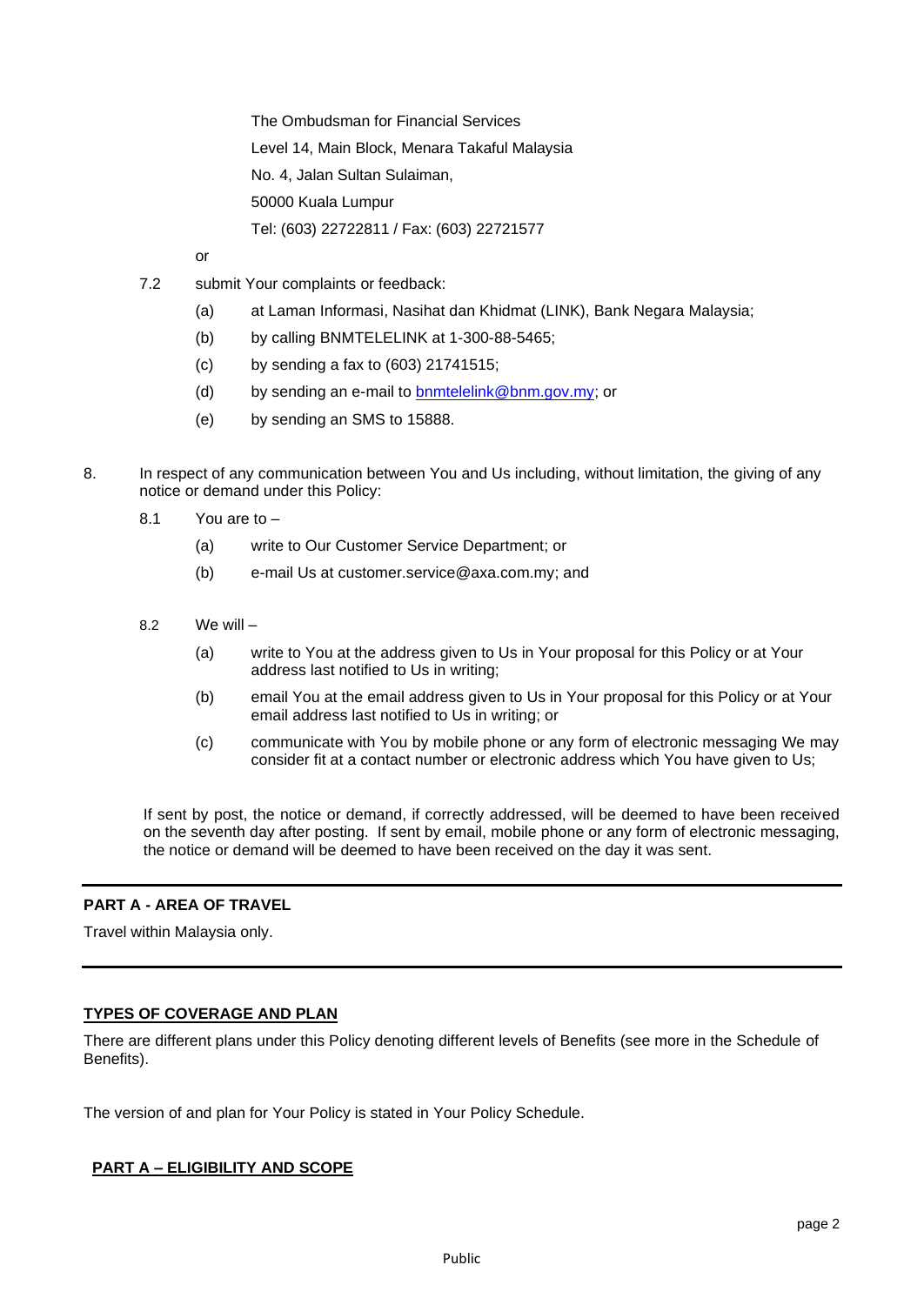The Ombudsman for Financial Services  
Level 14, Main Block, Menara Takaful Malaysia  
No. 4, Jalan Sultan Sulaiman,  
50000 Kuala Lumpur  
Tel: (603) 22722811 / Fax: (603) 22721577

or

7.2 submit Your complaints or feedback:

(a) at Laman Informasi, Nasihat dan Khidmat (LINK), Bank Negara Malaysia;

(b) by calling BNMTELELINK at 1-300-88-5465;

(c) by sending a fax to (603) 21741515;

(d) by sending an e-mail to bnmtelelink@bnm.gov.my; or

(e) by sending an SMS to 15888.

8. In respect of any communication between You and Us including, without limitation, the giving of any notice or demand under this Policy:

8.1 You are to –

(a) write to Our Customer Service Department; or

(b) e-mail Us at customer.service@axa.com.my; and

8.2 We will –

(a) write to You at the address given to Us in Your proposal for this Policy or at Your address last notified to Us in writing;

(b) email You at the email address given to Us in Your proposal for this Policy or at Your email address last notified to Us in writing; or

(c) communicate with You by mobile phone or any form of electronic messaging We may consider fit at a contact number or electronic address which You have given to Us;

If sent by post, the notice or demand, if correctly addressed, will be deemed to have been received on the seventh day after posting. If sent by email, mobile phone or any form of electronic messaging, the notice or demand will be deemed to have been received on the day it was sent.

---

**PART A - AREA OF TRAVEL**

Travel within Malaysia only.

---

**TYPES OF COVERAGE AND PLAN**

There are different plans under this Policy denoting different levels of Benefits (see more in the Schedule of Benefits).

The version of and plan for Your Policy is stated in Your Policy Schedule.

**PART A – ELIGIBILITY AND SCOPE**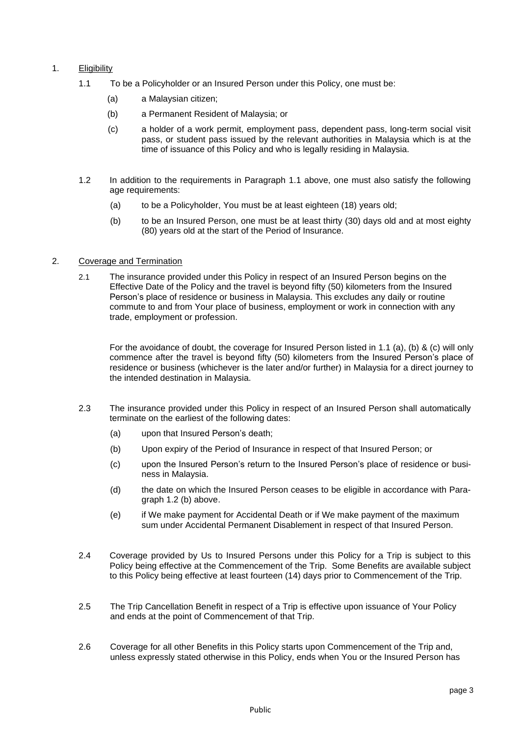1. Eligibility

   1.1 To be a Policyholder or an Insured Person under this Policy, one must be:

   (a) a Malaysian citizen;

   (b) a Permanent Resident of Malaysia; or

   (c) a holder of a work permit, employment pass, dependent pass, long-term social visit pass, or student pass issued by the relevant authorities in Malaysia which is at the time of issuance of this Policy and who is legally residing in Malaysia.

   1.2 In addition to the requirements in Paragraph 1.1 above, one must also satisfy the following age requirements:

   (a) to be a Policyholder, You must be at least eighteen (18) years old;

   (b) to be an Insured Person, one must be at least thirty (30) days old and at most eighty (80) years old at the start of the Period of Insurance.

2. Coverage and Termination

   2.1 The insurance provided under this Policy in respect of an Insured Person begins on the Effective Date of the Policy and the travel is beyond fifty (50) kilometers from the Insured Person's place of residence or business in Malaysia. This excludes any daily or routine commute to and from Your place of business, employment or work in connection with any trade, employment or profession.

   For the avoidance of doubt, the coverage for Insured Person listed in 1.1 (a), (b) & (c) will only commence after the travel is beyond fifty (50) kilometers from the Insured Person's place of residence or business (whichever is the later and/or further) in Malaysia for a direct journey to the intended destination in Malaysia.

   2.3 The insurance provided under this Policy in respect of an Insured Person shall automatically terminate on the earliest of the following dates:

   (a) upon that Insured Person's death;

   (b) Upon expiry of the Period of Insurance in respect of that Insured Person; or

   (c) upon the Insured Person's return to the Insured Person's place of residence or business in Malaysia.

   (d) the date on which the Insured Person ceases to be eligible in accordance with Paragraph 1.2 (b) above.

   (e) if We make payment for Accidental Death or if We make payment of the maximum sum under Accidental Permanent Disablement in respect of that Insured Person.

   2.4 Coverage provided by Us to Insured Persons under this Policy for a Trip is subject to this Policy being effective at the Commencement of the Trip. Some Benefits are available subject to this Policy being effective at least fourteen (14) days prior to Commencement of the Trip.

   2.5 The Trip Cancellation Benefit in respect of a Trip is effective upon issuance of Your Policy and ends at the point of Commencement of that Trip.

   2.6 Coverage for all other Benefits in this Policy starts upon Commencement of the Trip and, unless expressly stated otherwise in this Policy, ends when You or the Insured Person has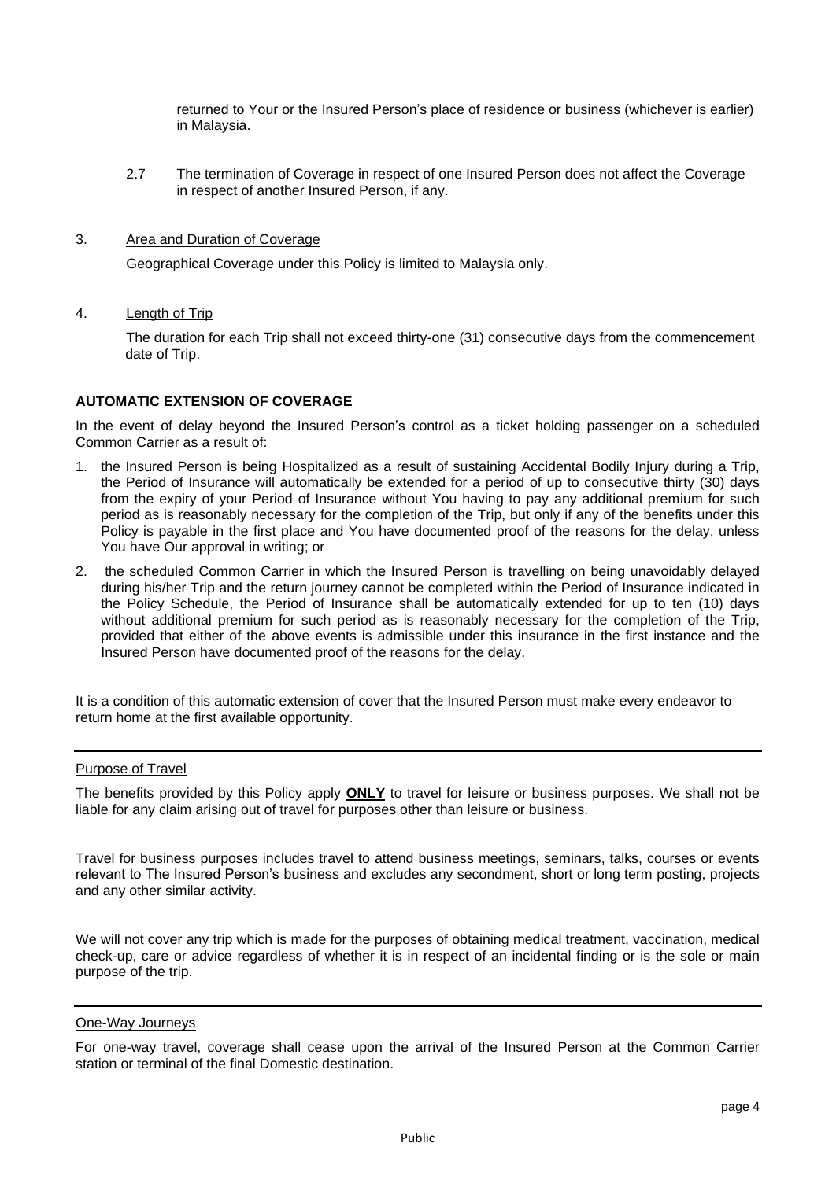returned to Your or the Insured Person's place of residence or business (whichever is earlier) in Malaysia.

2.7 The termination of Coverage in respect of one Insured Person does not affect the Coverage in respect of another Insured Person, if any.

3. Area and Duration of Coverage

Geographical Coverage under this Policy is limited to Malaysia only.

4. Length of Trip

The duration for each Trip shall not exceed thirty-one (31) consecutive days from the commencement date of Trip.

**AUTOMATIC EXTENSION OF COVERAGE**

In the event of delay beyond the Insured Person's control as a ticket holding passenger on a scheduled Common Carrier as a result of:

1. the Insured Person is being Hospitalized as a result of sustaining Accidental Bodily Injury during a Trip, the Period of Insurance will automatically be extended for a period of up to consecutive thirty (30) days from the expiry of your Period of Insurance without You having to pay any additional premium for such period as is reasonably necessary for the completion of the Trip, but only if any of the benefits under this Policy is payable in the first place and You have documented proof of the reasons for the delay, unless You have Our approval in writing; or
2. the scheduled Common Carrier in which the Insured Person is travelling on being unavoidably delayed during his/her Trip and the return journey cannot be completed within the Period of Insurance indicated in the Policy Schedule, the Period of Insurance shall be automatically extended for up to ten (10) days without additional premium for such period as is reasonably necessary for the completion of the Trip, provided that either of the above events is admissible under this insurance in the first instance and the Insured Person have documented proof of the reasons for the delay.

It is a condition of this automatic extension of cover that the Insured Person must make every endeavor to return home at the first available opportunity.

Purpose of Travel

The benefits provided by this Policy apply **ONLY** to travel for leisure or business purposes. We shall not be liable for any claim arising out of travel for purposes other than leisure or business.

Travel for business purposes includes travel to attend business meetings, seminars, talks, courses or events relevant to The Insured Person's business and excludes any secondment, short or long term posting, projects and any other similar activity.

We will not cover any trip which is made for the purposes of obtaining medical treatment, vaccination, medical check-up, care or advice regardless of whether it is in respect of an incidental finding or is the sole or main purpose of the trip.

One-Way Journeys

For one-way travel, coverage shall cease upon the arrival of the Insured Person at the Common Carrier station or terminal of the final Domestic destination.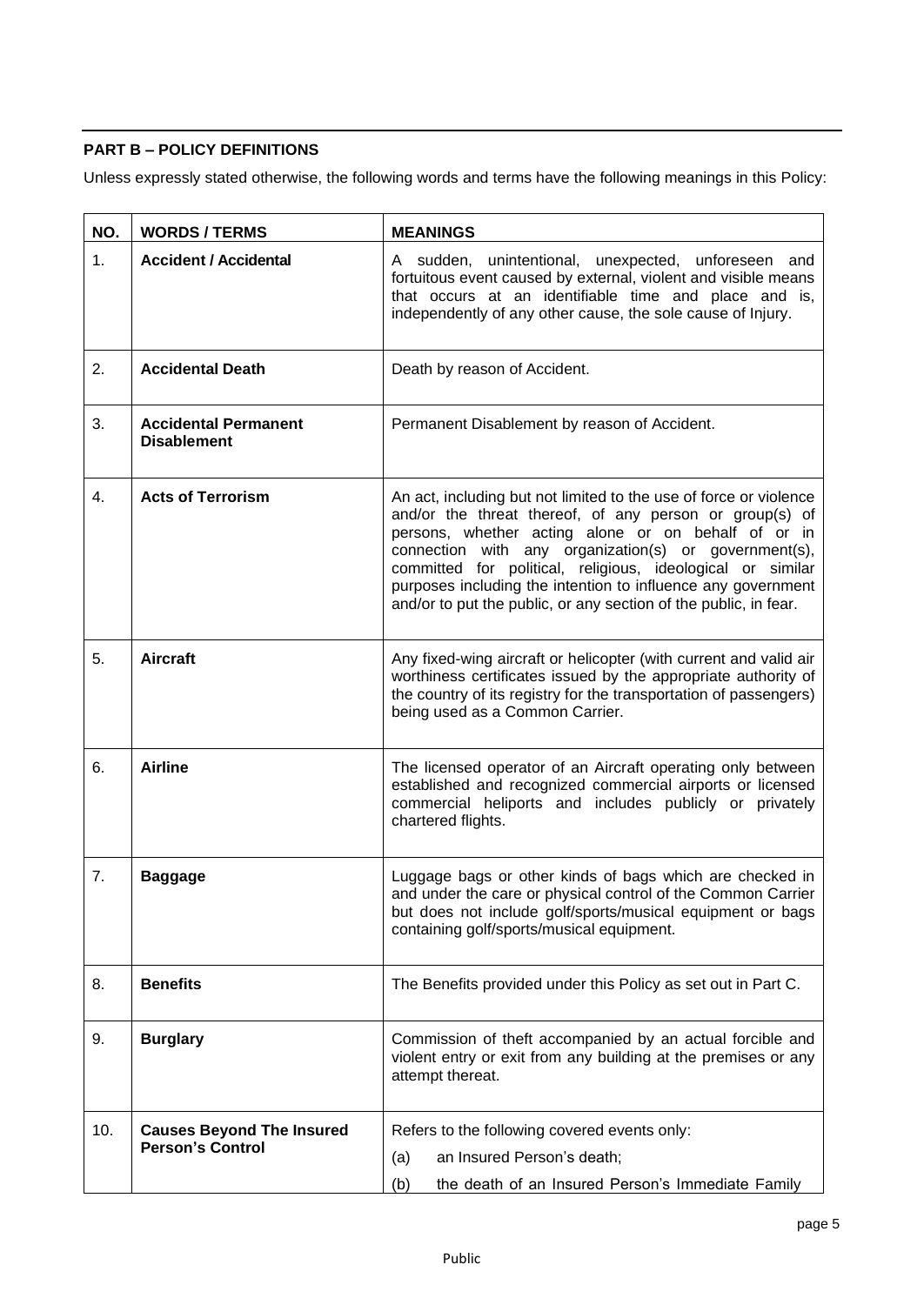## PART B – POLICY DEFINITIONS

Unless expressly stated otherwise, the following words and terms have the following meanings in this Policy:

| NO. | WORDS / TERMS | MEANINGS |
|---|---|---|
| 1. | **Accident / Accidental** | A sudden, unintentional, unexpected, unforeseen and fortuitous event caused by external, violent and visible means that occurs at an identifiable time and place and is, independently of any other cause, the sole cause of Injury. |
| 2. | **Accidental Death** | Death by reason of Accident. |
| 3. | **Accidental Permanent Disablement** | Permanent Disablement by reason of Accident. |
| 4. | **Acts of Terrorism** | An act, including but not limited to the use of force or violence and/or the threat thereof, of any person or group(s) of persons, whether acting alone or on behalf of or in connection with any organization(s) or government(s), committed for political, religious, ideological or similar purposes including the intention to influence any government and/or to put the public, or any section of the public, in fear. |
| 5. | **Aircraft** | Any fixed-wing aircraft or helicopter (with current and valid air worthiness certificates issued by the appropriate authority of the country of its registry for the transportation of passengers) being used as a Common Carrier. |
| 6. | **Airline** | The licensed operator of an Aircraft operating only between established and recognized commercial airports or licensed commercial heliports and includes publicly or privately chartered flights. |
| 7. | **Baggage** | Luggage bags or other kinds of bags which are checked in and under the care or physical control of the Common Carrier but does not include golf/sports/musical equipment or bags containing golf/sports/musical equipment. |
| 8. | **Benefits** | The Benefits provided under this Policy as set out in Part C. |
| 9. | **Burglary** | Commission of theft accompanied by an actual forcible and violent entry or exit from any building at the premises or any attempt thereat. |
| 10. | **Causes Beyond The Insured Person's Control** | Refers to the following covered events only:<br>(a) an Insured Person's death;<br>(b) the death of an Insured Person's Immediate Family |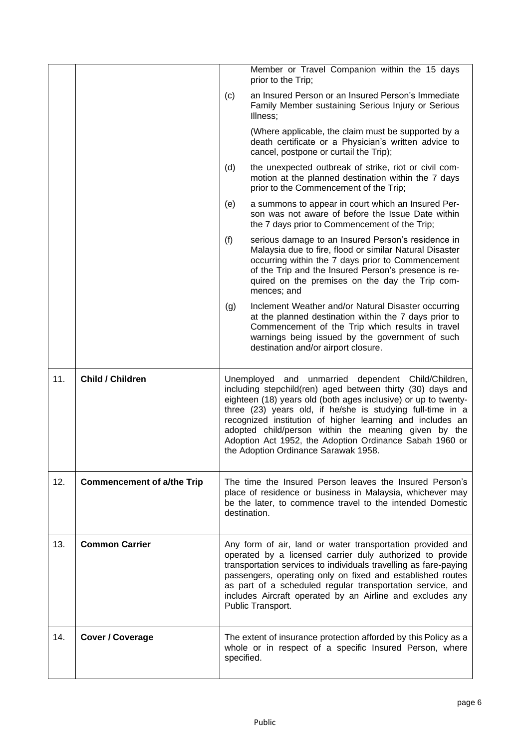| | | |
|---|---|---|
| | | Member or Travel Companion within the 15 days prior to the Trip;<br><br>(c) an Insured Person or an Insured Person's Immediate Family Member sustaining Serious Injury or Serious Illness;<br><br>(Where applicable, the claim must be supported by a death certificate or a Physician's written advice to cancel, postpone or curtail the Trip);<br><br>(d) the unexpected outbreak of strike, riot or civil commotion at the planned destination within the 7 days prior to the Commencement of the Trip;<br><br>(e) a summons to appear in court which an Insured Person was not aware of before the Issue Date within the 7 days prior to Commencement of the Trip;<br><br>(f) serious damage to an Insured Person's residence in Malaysia due to fire, flood or similar Natural Disaster occurring within the 7 days prior to Commencement of the Trip and the Insured Person's presence is required on the premises on the day the Trip commences; and<br><br>(g) Inclement Weather and/or Natural Disaster occurring at the planned destination within the 7 days prior to Commencement of the Trip which results in travel warnings being issued by the government of such destination and/or airport closure. |
| 11. | **Child / Children** | Unemployed and unmarried dependent Child/Children, including stepchild(ren) aged between thirty (30) days and eighteen (18) years old (both ages inclusive) or up to twenty-three (23) years old, if he/she is studying full-time in a recognized institution of higher learning and includes an adopted child/person within the meaning given by the Adoption Act 1952, the Adoption Ordinance Sabah 1960 or the Adoption Ordinance Sarawak 1958. |
| 12. | **Commencement of a/the Trip** | The time the Insured Person leaves the Insured Person's place of residence or business in Malaysia, whichever may be the later, to commence travel to the intended Domestic destination. |
| 13. | **Common Carrier** | Any form of air, land or water transportation provided and operated by a licensed carrier duly authorized to provide transportation services to individuals travelling as fare-paying passengers, operating only on fixed and established routes as part of a scheduled regular transportation service, and includes Aircraft operated by an Airline and excludes any Public Transport. |
| 14. | **Cover / Coverage** | The extent of insurance protection afforded by this Policy as a whole or in respect of a specific Insured Person, where specified. |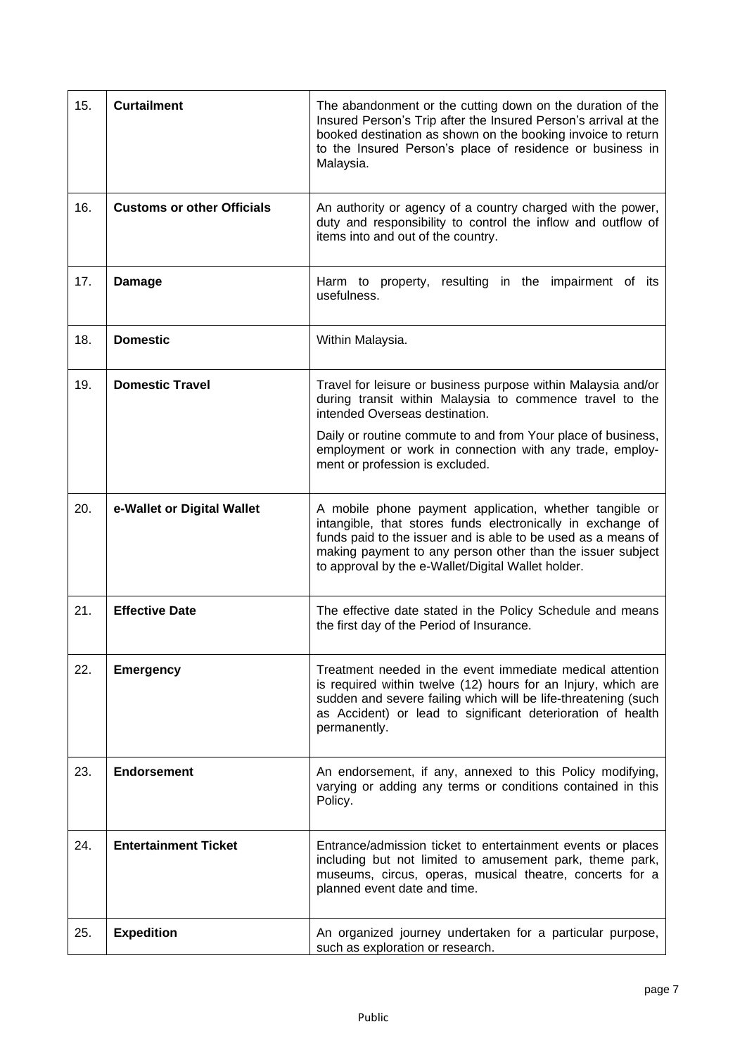| | | |
|---|---|---|
| 15. | **Curtailment** | The abandonment or the cutting down on the duration of the Insured Person's Trip after the Insured Person's arrival at the booked destination as shown on the booking invoice to return to the Insured Person's place of residence or business in Malaysia. |
| 16. | **Customs or other Officials** | An authority or agency of a country charged with the power, duty and responsibility to control the inflow and outflow of items into and out of the country. |
| 17. | **Damage** | Harm to property, resulting in the impairment of its usefulness. |
| 18. | **Domestic** | Within Malaysia. |
| 19. | **Domestic Travel** | Travel for leisure or business purpose within Malaysia and/or during transit within Malaysia to commence travel to the intended Overseas destination.<br><br>Daily or routine commute to and from Your place of business, employment or work in connection with any trade, employment or profession is excluded. |
| 20. | **e-Wallet or Digital Wallet** | A mobile phone payment application, whether tangible or intangible, that stores funds electronically in exchange of funds paid to the issuer and is able to be used as a means of making payment to any person other than the issuer subject to approval by the e-Wallet/Digital Wallet holder. |
| 21. | **Effective Date** | The effective date stated in the Policy Schedule and means the first day of the Period of Insurance. |
| 22. | **Emergency** | Treatment needed in the event immediate medical attention is required within twelve (12) hours for an Injury, which are sudden and severe failing which will be life-threatening (such as Accident) or lead to significant deterioration of health permanently. |
| 23. | **Endorsement** | An endorsement, if any, annexed to this Policy modifying, varying or adding any terms or conditions contained in this Policy. |
| 24. | **Entertainment Ticket** | Entrance/admission ticket to entertainment events or places including but not limited to amusement park, theme park, museums, circus, operas, musical theatre, concerts for a planned event date and time. |
| 25. | **Expedition** | An organized journey undertaken for a particular purpose, such as exploration or research. |

Public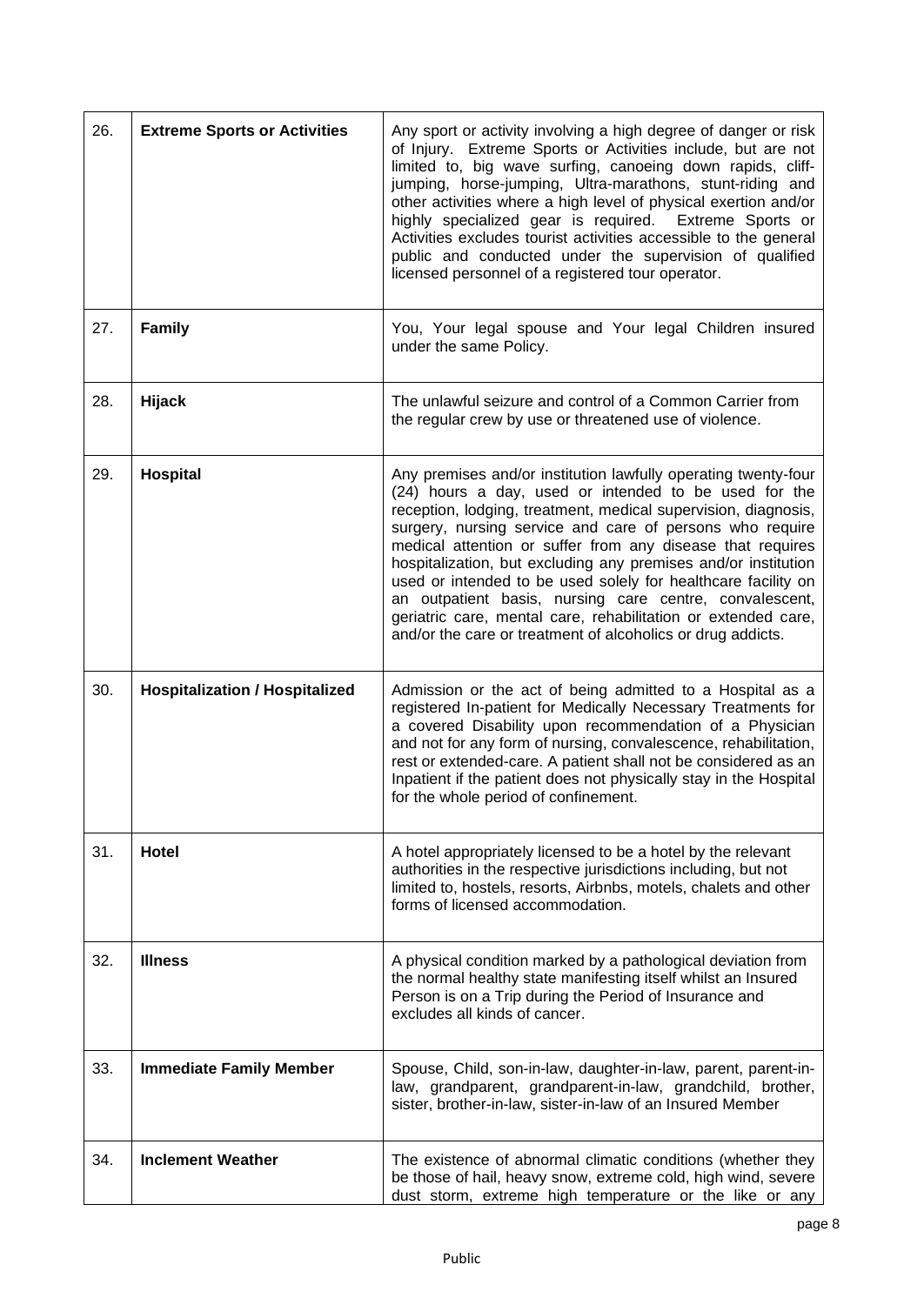| | | |
|---|---|---|
| 26. | **Extreme Sports or Activities** | Any sport or activity involving a high degree of danger or risk of Injury. Extreme Sports or Activities include, but are not limited to, big wave surfing, canoeing down rapids, cliff-jumping, horse-jumping, Ultra-marathons, stunt-riding and other activities where a high level of physical exertion and/or highly specialized gear is required. Extreme Sports or Activities excludes tourist activities accessible to the general public and conducted under the supervision of qualified licensed personnel of a registered tour operator. |
| 27. | **Family** | You, Your legal spouse and Your legal Children insured under the same Policy. |
| 28. | **Hijack** | The unlawful seizure and control of a Common Carrier from the regular crew by use or threatened use of violence. |
| 29. | **Hospital** | Any premises and/or institution lawfully operating twenty-four (24) hours a day, used or intended to be used for the reception, lodging, treatment, medical supervision, diagnosis, surgery, nursing service and care of persons who require medical attention or suffer from any disease that requires hospitalization, but excluding any premises and/or institution used or intended to be used solely for healthcare facility on an outpatient basis, nursing care centre, convalescent, geriatric care, mental care, rehabilitation or extended care, and/or the care or treatment of alcoholics or drug addicts. |
| 30. | **Hospitalization / Hospitalized** | Admission or the act of being admitted to a Hospital as a registered In-patient for Medically Necessary Treatments for a covered Disability upon recommendation of a Physician and not for any form of nursing, convalescence, rehabilitation, rest or extended-care. A patient shall not be considered as an Inpatient if the patient does not physically stay in the Hospital for the whole period of confinement. |
| 31. | **Hotel** | A hotel appropriately licensed to be a hotel by the relevant authorities in the respective jurisdictions including, but not limited to, hostels, resorts, Airbnbs, motels, chalets and other forms of licensed accommodation. |
| 32. | **Illness** | A physical condition marked by a pathological deviation from the normal healthy state manifesting itself whilst an Insured Person is on a Trip during the Period of Insurance and excludes all kinds of cancer. |
| 33. | **Immediate Family Member** | Spouse, Child, son-in-law, daughter-in-law, parent, parent-in-law, grandparent, grandparent-in-law, grandchild, brother, sister, brother-in-law, sister-in-law of an Insured Member |
| 34. | **Inclement Weather** | The existence of abnormal climatic conditions (whether they be those of hail, heavy snow, extreme cold, high wind, severe dust storm, extreme high temperature or the like or any |

Public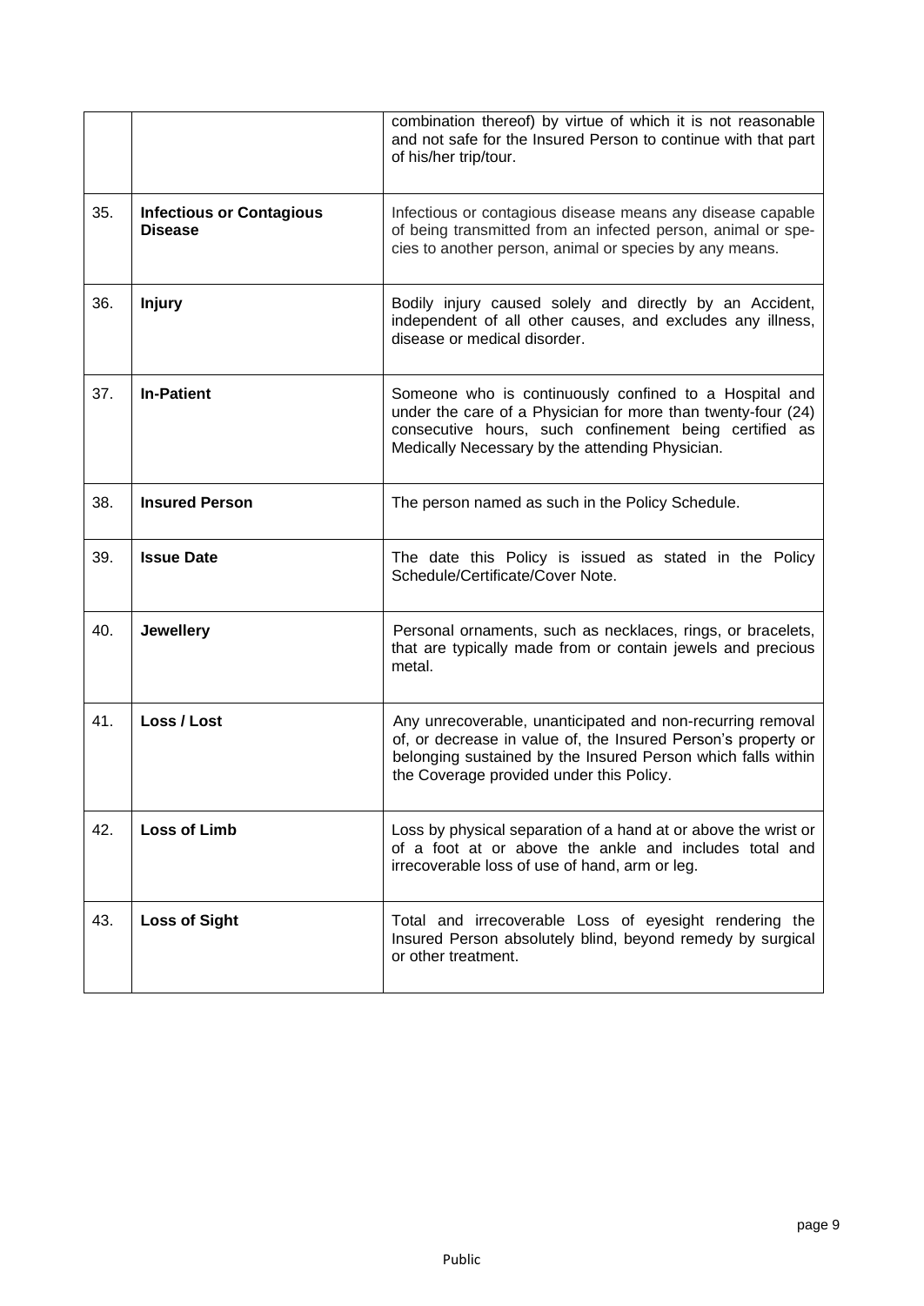| | | |
|---|---|---|
| | | combination thereof) by virtue of which it is not reasonable and not safe for the Insured Person to continue with that part of his/her trip/tour. |
| 35. | **Infectious or Contagious Disease** | Infectious or contagious disease means any disease capable of being transmitted from an infected person, animal or species to another person, animal or species by any means. |
| 36. | **Injury** | Bodily injury caused solely and directly by an Accident, independent of all other causes, and excludes any illness, disease or medical disorder. |
| 37. | **In-Patient** | Someone who is continuously confined to a Hospital and under the care of a Physician for more than twenty-four (24) consecutive hours, such confinement being certified as Medically Necessary by the attending Physician. |
| 38. | **Insured Person** | The person named as such in the Policy Schedule. |
| 39. | **Issue Date** | The date this Policy is issued as stated in the Policy Schedule/Certificate/Cover Note. |
| 40. | **Jewellery** | Personal ornaments, such as necklaces, rings, or bracelets, that are typically made from or contain jewels and precious metal. |
| 41. | **Loss / Lost** | Any unrecoverable, unanticipated and non-recurring removal of, or decrease in value of, the Insured Person's property or belonging sustained by the Insured Person which falls within the Coverage provided under this Policy. |
| 42. | **Loss of Limb** | Loss by physical separation of a hand at or above the wrist or of a foot at or above the ankle and includes total and irrecoverable loss of use of hand, arm or leg. |
| 43. | **Loss of Sight** | Total and irrecoverable Loss of eyesight rendering the Insured Person absolutely blind, beyond remedy by surgical or other treatment. |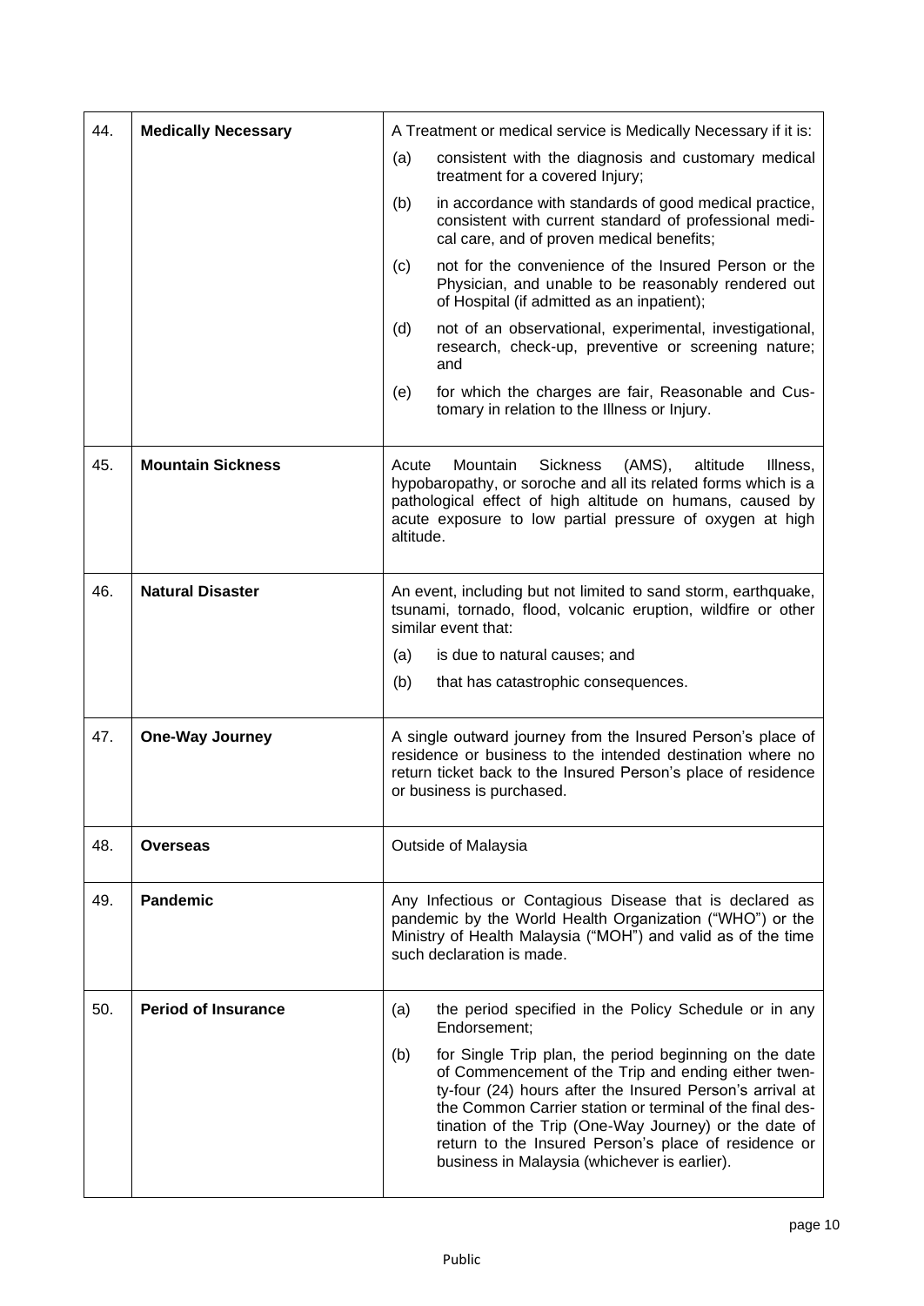| | | |
|---|---|---|
| 44. | **Medically Necessary** | A Treatment or medical service is Medically Necessary if it is:<br>(a) consistent with the diagnosis and customary medical treatment for a covered Injury;<br>(b) in accordance with standards of good medical practice, consistent with current standard of professional medical care, and of proven medical benefits;<br>(c) not for the convenience of the Insured Person or the Physician, and unable to be reasonably rendered out of Hospital (if admitted as an inpatient);<br>(d) not of an observational, experimental, investigational, research, check-up, preventive or screening nature; and<br>(e) for which the charges are fair, Reasonable and Customary in relation to the Illness or Injury. |
| 45. | **Mountain Sickness** | Acute Mountain Sickness (AMS), altitude Illness, hypobaropathy, or soroche and all its related forms which is a pathological effect of high altitude on humans, caused by acute exposure to low partial pressure of oxygen at high altitude. |
| 46. | **Natural Disaster** | An event, including but not limited to sand storm, earthquake, tsunami, tornado, flood, volcanic eruption, wildfire or other similar event that:<br>(a) is due to natural causes; and<br>(b) that has catastrophic consequences. |
| 47. | **One-Way Journey** | A single outward journey from the Insured Person's place of residence or business to the intended destination where no return ticket back to the Insured Person's place of residence or business is purchased. |
| 48. | **Overseas** | Outside of Malaysia |
| 49. | **Pandemic** | Any Infectious or Contagious Disease that is declared as pandemic by the World Health Organization ("WHO") or the Ministry of Health Malaysia ("MOH") and valid as of the time such declaration is made. |
| 50. | **Period of Insurance** | (a) the period specified in the Policy Schedule or in any Endorsement;<br>(b) for Single Trip plan, the period beginning on the date of Commencement of the Trip and ending either twenty-four (24) hours after the Insured Person's arrival at the Common Carrier station or terminal of the final destination of the Trip (One-Way Journey) or the date of return to the Insured Person's place of residence or business in Malaysia (whichever is earlier). |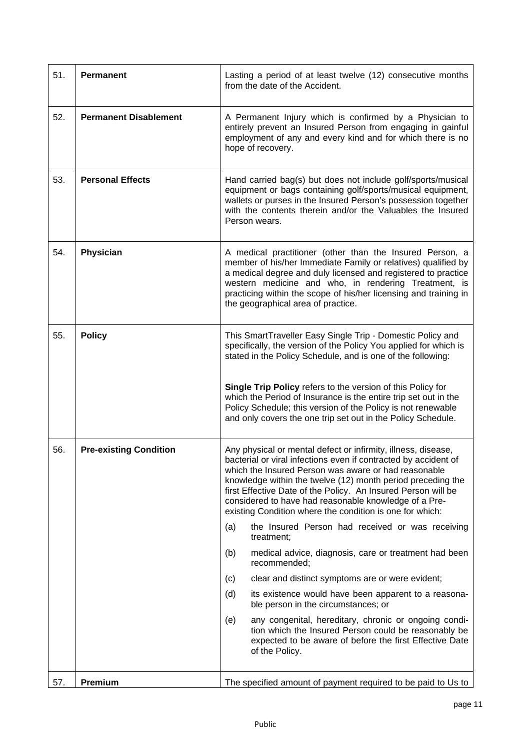| | | |
|---|---|---|
| 51. | **Permanent** | Lasting a period of at least twelve (12) consecutive months from the date of the Accident. |
| 52. | **Permanent Disablement** | A Permanent Injury which is confirmed by a Physician to entirely prevent an Insured Person from engaging in gainful employment of any and every kind and for which there is no hope of recovery. |
| 53. | **Personal Effects** | Hand carried bag(s) but does not include golf/sports/musical equipment or bags containing golf/sports/musical equipment, wallets or purses in the Insured Person's possession together with the contents therein and/or the Valuables the Insured Person wears. |
| 54. | **Physician** | A medical practitioner (other than the Insured Person, a member of his/her Immediate Family or relatives) qualified by a medical degree and duly licensed and registered to practice western medicine and who, in rendering Treatment, is practicing within the scope of his/her licensing and training in the geographical area of practice. |
| 55. | **Policy** | This SmartTraveller Easy Single Trip - Domestic Policy and specifically, the version of the Policy You applied for which is stated in the Policy Schedule, and is one of the following:<br><br>**Single Trip Policy** refers to the version of this Policy for which the Period of Insurance is the entire trip set out in the Policy Schedule; this version of the Policy is not renewable and only covers the one trip set out in the Policy Schedule. |
| 56. | **Pre-existing Condition** | Any physical or mental defect or infirmity, illness, disease, bacterial or viral infections even if contracted by accident of which the Insured Person was aware or had reasonable knowledge within the twelve (12) month period preceding the first Effective Date of the Policy. An Insured Person will be considered to have had reasonable knowledge of a Pre-existing Condition where the condition is one for which:<br>(a) the Insured Person had received or was receiving treatment;<br>(b) medical advice, diagnosis, care or treatment had been recommended;<br>(c) clear and distinct symptoms are or were evident;<br>(d) its existence would have been apparent to a reasonable person in the circumstances; or<br>(e) any congenital, hereditary, chronic or ongoing condition which the Insured Person could be reasonably be expected to be aware of before the first Effective Date of the Policy. |
| 57. | **Premium** | The specified amount of payment required to be paid to Us to |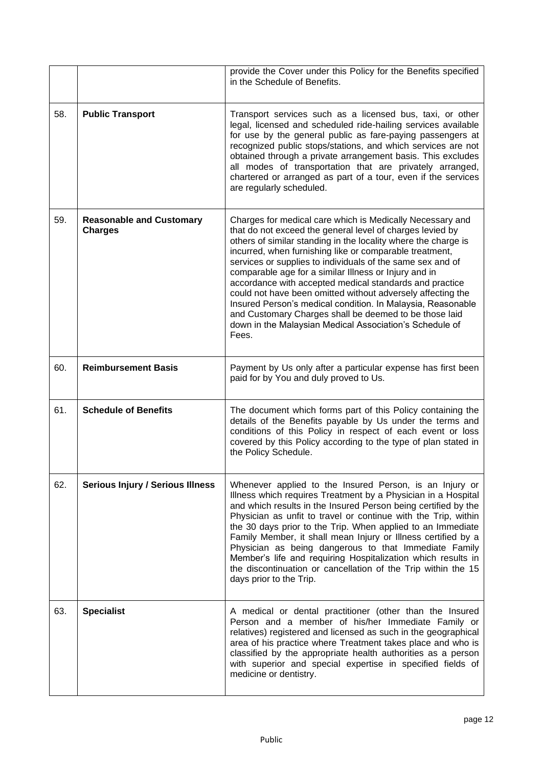|  |  | provide the Cover under this Policy for the Benefits specified in the Schedule of Benefits. |
| --- | --- | --- |
| 58. | **Public Transport** | Transport services such as a licensed bus, taxi, or other legal, licensed and scheduled ride-hailing services available for use by the general public as fare-paying passengers at recognized public stops/stations, and which services are not obtained through a private arrangement basis. This excludes all modes of transportation that are privately arranged, chartered or arranged as part of a tour, even if the services are regularly scheduled. |
| 59. | **Reasonable and Customary Charges** | Charges for medical care which is Medically Necessary and that do not exceed the general level of charges levied by others of similar standing in the locality where the charge is incurred, when furnishing like or comparable treatment, services or supplies to individuals of the same sex and of comparable age for a similar Illness or Injury and in accordance with accepted medical standards and practice could not have been omitted without adversely affecting the Insured Person's medical condition. In Malaysia, Reasonable and Customary Charges shall be deemed to be those laid down in the Malaysian Medical Association's Schedule of Fees. |
| 60. | **Reimbursement Basis** | Payment by Us only after a particular expense has first been paid for by You and duly proved to Us. |
| 61. | **Schedule of Benefits** | The document which forms part of this Policy containing the details of the Benefits payable by Us under the terms and conditions of this Policy in respect of each event or loss covered by this Policy according to the type of plan stated in the Policy Schedule. |
| 62. | **Serious Injury / Serious Illness** | Whenever applied to the Insured Person, is an Injury or Illness which requires Treatment by a Physician in a Hospital and which results in the Insured Person being certified by the Physician as unfit to travel or continue with the Trip, within the 30 days prior to the Trip. When applied to an Immediate Family Member, it shall mean Injury or Illness certified by a Physician as being dangerous to that Immediate Family Member's life and requiring Hospitalization which results in the discontinuation or cancellation of the Trip within the 15 days prior to the Trip. |
| 63. | **Specialist** | A medical or dental practitioner (other than the Insured Person and a member of his/her Immediate Family or relatives) registered and licensed as such in the geographical area of his practice where Treatment takes place and who is classified by the appropriate health authorities as a person with superior and special expertise in specified fields of medicine or dentistry. |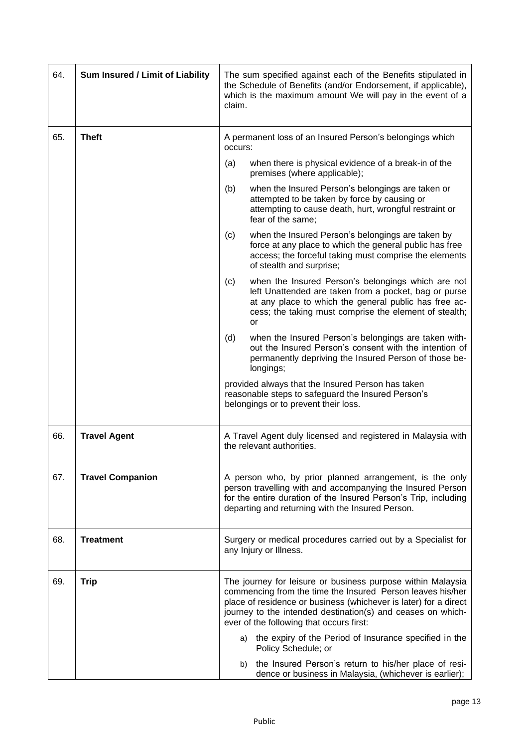| | | |
|---|---|---|
| 64. | **Sum Insured / Limit of Liability** | The sum specified against each of the Benefits stipulated in the Schedule of Benefits (and/or Endorsement, if applicable), which is the maximum amount We will pay in the event of a claim. |
| 65. | **Theft** | A permanent loss of an Insured Person's belongings which occurs:<br>(a) when there is physical evidence of a break-in of the premises (where applicable);<br>(b) when the Insured Person's belongings are taken or attempted to be taken by force by causing or attempting to cause death, hurt, wrongful restraint or fear of the same;<br>(c) when the Insured Person's belongings are taken by force at any place to which the general public has free access; the forceful taking must comprise the elements of stealth and surprise;<br>(c) when the Insured Person's belongings which are not left Unattended are taken from a pocket, bag or purse at any place to which the general public has free access; the taking must comprise the element of stealth; or<br>(d) when the Insured Person's belongings are taken without the Insured Person's consent with the intention of permanently depriving the Insured Person of those belongings;<br>provided always that the Insured Person has taken reasonable steps to safeguard the Insured Person's belongings or to prevent their loss. |
| 66. | **Travel Agent** | A Travel Agent duly licensed and registered in Malaysia with the relevant authorities. |
| 67. | **Travel Companion** | A person who, by prior planned arrangement, is the only person travelling with and accompanying the Insured Person for the entire duration of the Insured Person's Trip, including departing and returning with the Insured Person. |
| 68. | **Treatment** | Surgery or medical procedures carried out by a Specialist for any Injury or Illness. |
| 69. | **Trip** | The journey for leisure or business purpose within Malaysia commencing from the time the Insured Person leaves his/her place of residence or business (whichever is later) for a direct journey to the intended destination(s) and ceases on whichever of the following that occurs first:<br>a) the expiry of the Period of Insurance specified in the Policy Schedule; or<br>b) the Insured Person's return to his/her place of residence or business in Malaysia, (whichever is earlier); |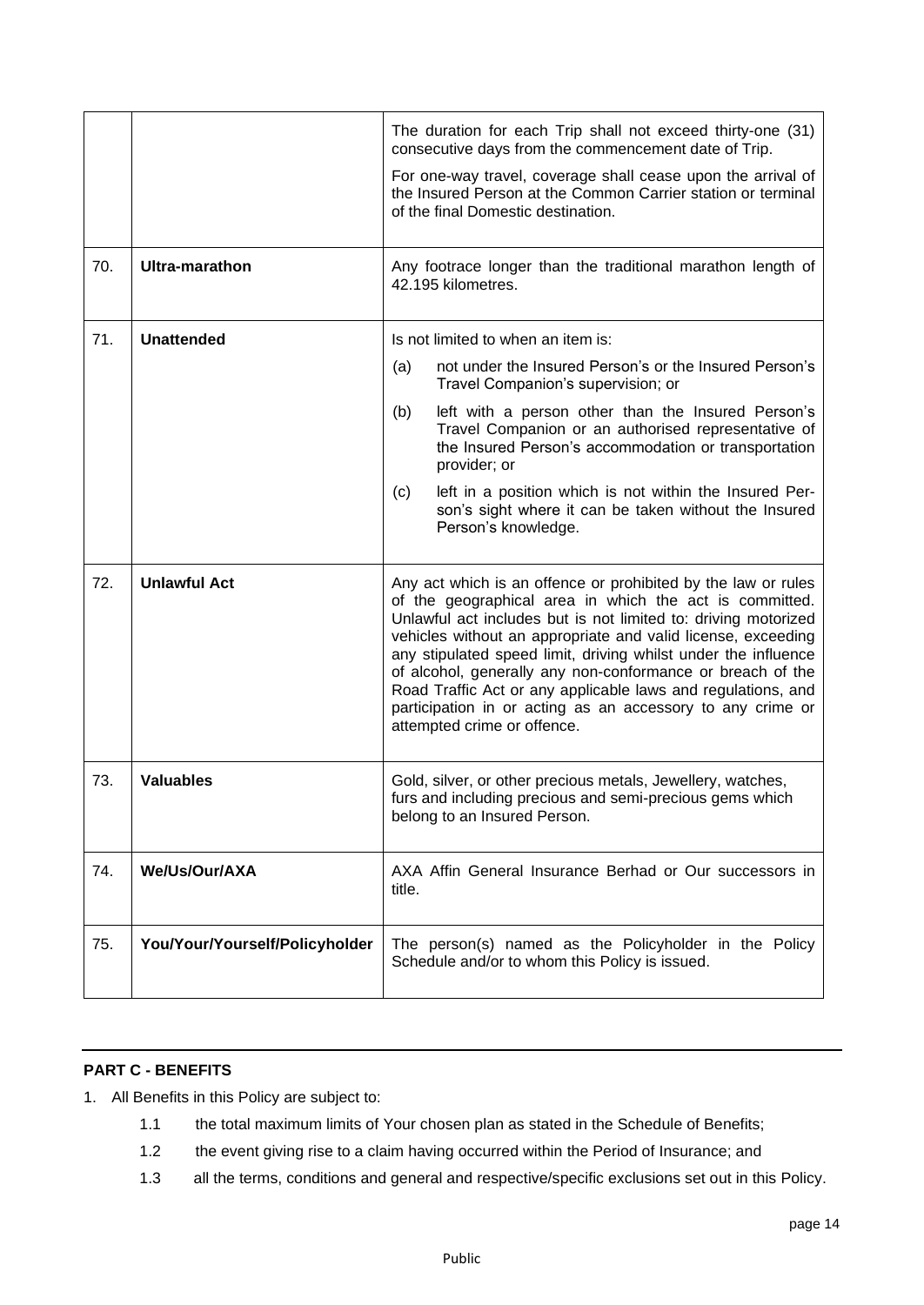| | | |
|---|---|---|
| | | The duration for each Trip shall not exceed thirty-one (31) consecutive days from the commencement date of Trip.<br><br>For one-way travel, coverage shall cease upon the arrival of the Insured Person at the Common Carrier station or terminal of the final Domestic destination. |
| 70. | **Ultra-marathon** | Any footrace longer than the traditional marathon length of 42.195 kilometres. |
| 71. | **Unattended** | Is not limited to when an item is:<br><br>(a) not under the Insured Person's or the Insured Person's Travel Companion's supervision; or<br><br>(b) left with a person other than the Insured Person's Travel Companion or an authorised representative of the Insured Person's accommodation or transportation provider; or<br><br>(c) left in a position which is not within the Insured Person's sight where it can be taken without the Insured Person's knowledge. |
| 72. | **Unlawful Act** | Any act which is an offence or prohibited by the law or rules of the geographical area in which the act is committed. Unlawful act includes but is not limited to: driving motorized vehicles without an appropriate and valid license, exceeding any stipulated speed limit, driving whilst under the influence of alcohol, generally any non-conformance or breach of the Road Traffic Act or any applicable laws and regulations, and participation in or acting as an accessory to any crime or attempted crime or offence. |
| 73. | **Valuables** | Gold, silver, or other precious metals, Jewellery, watches, furs and including precious and semi-precious gems which belong to an Insured Person. |
| 74. | **We/Us/Our/AXA** | AXA Affin General Insurance Berhad or Our successors in title. |
| 75. | **You/Your/Yourself/Policyholder** | The person(s) named as the Policyholder in the Policy Schedule and/or to whom this Policy is issued. |

## PART C - BENEFITS

1. All Benefits in this Policy are subject to:
   - 1.1 the total maximum limits of Your chosen plan as stated in the Schedule of Benefits;
   - 1.2 the event giving rise to a claim having occurred within the Period of Insurance; and
   - 1.3 all the terms, conditions and general and respective/specific exclusions set out in this Policy.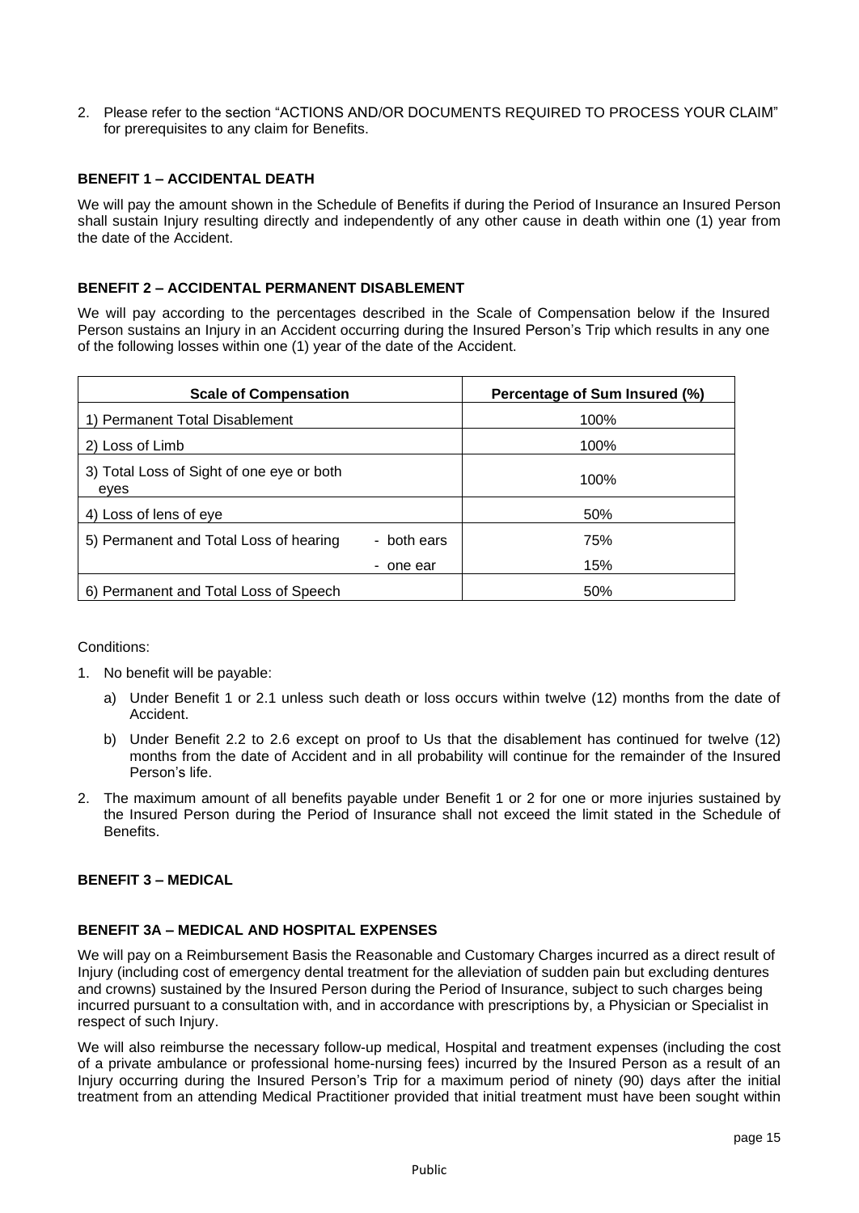2. Please refer to the section "ACTIONS AND/OR DOCUMENTS REQUIRED TO PROCESS YOUR CLAIM" for prerequisites to any claim for Benefits.

**BENEFIT 1 – ACCIDENTAL DEATH**

We will pay the amount shown in the Schedule of Benefits if during the Period of Insurance an Insured Person shall sustain Injury resulting directly and independently of any other cause in death within one (1) year from the date of the Accident.

**BENEFIT 2 – ACCIDENTAL PERMANENT DISABLEMENT**

We will pay according to the percentages described in the Scale of Compensation below if the Insured Person sustains an Injury in an Accident occurring during the Insured Person's Trip which results in any one of the following losses within one (1) year of the date of the Accident.

| Scale of Compensation | | Percentage of Sum Insured (%) |
|---|---|---|
| 1) Permanent Total Disablement | | 100% |
| 2) Loss of Limb | | 100% |
| 3) Total Loss of Sight of one eye or both eyes | | 100% |
| 4) Loss of lens of eye | | 50% |
| 5) Permanent and Total Loss of hearing | - both ears | 75% |
| | - one ear | 15% |
| 6) Permanent and Total Loss of Speech | | 50% |

Conditions:

1. No benefit will be payable:
   a) Under Benefit 1 or 2.1 unless such death or loss occurs within twelve (12) months from the date of Accident.
   b) Under Benefit 2.2 to 2.6 except on proof to Us that the disablement has continued for twelve (12) months from the date of Accident and in all probability will continue for the remainder of the Insured Person's life.
2. The maximum amount of all benefits payable under Benefit 1 or 2 for one or more injuries sustained by the Insured Person during the Period of Insurance shall not exceed the limit stated in the Schedule of Benefits.

**BENEFIT 3 – MEDICAL**

**BENEFIT 3A – MEDICAL AND HOSPITAL EXPENSES**

We will pay on a Reimbursement Basis the Reasonable and Customary Charges incurred as a direct result of Injury (including cost of emergency dental treatment for the alleviation of sudden pain but excluding dentures and crowns) sustained by the Insured Person during the Period of Insurance, subject to such charges being incurred pursuant to a consultation with, and in accordance with prescriptions by, a Physician or Specialist in respect of such Injury.

We will also reimburse the necessary follow-up medical, Hospital and treatment expenses (including the cost of a private ambulance or professional home-nursing fees) incurred by the Insured Person as a result of an Injury occurring during the Insured Person's Trip for a maximum period of ninety (90) days after the initial treatment from an attending Medical Practitioner provided that initial treatment must have been sought within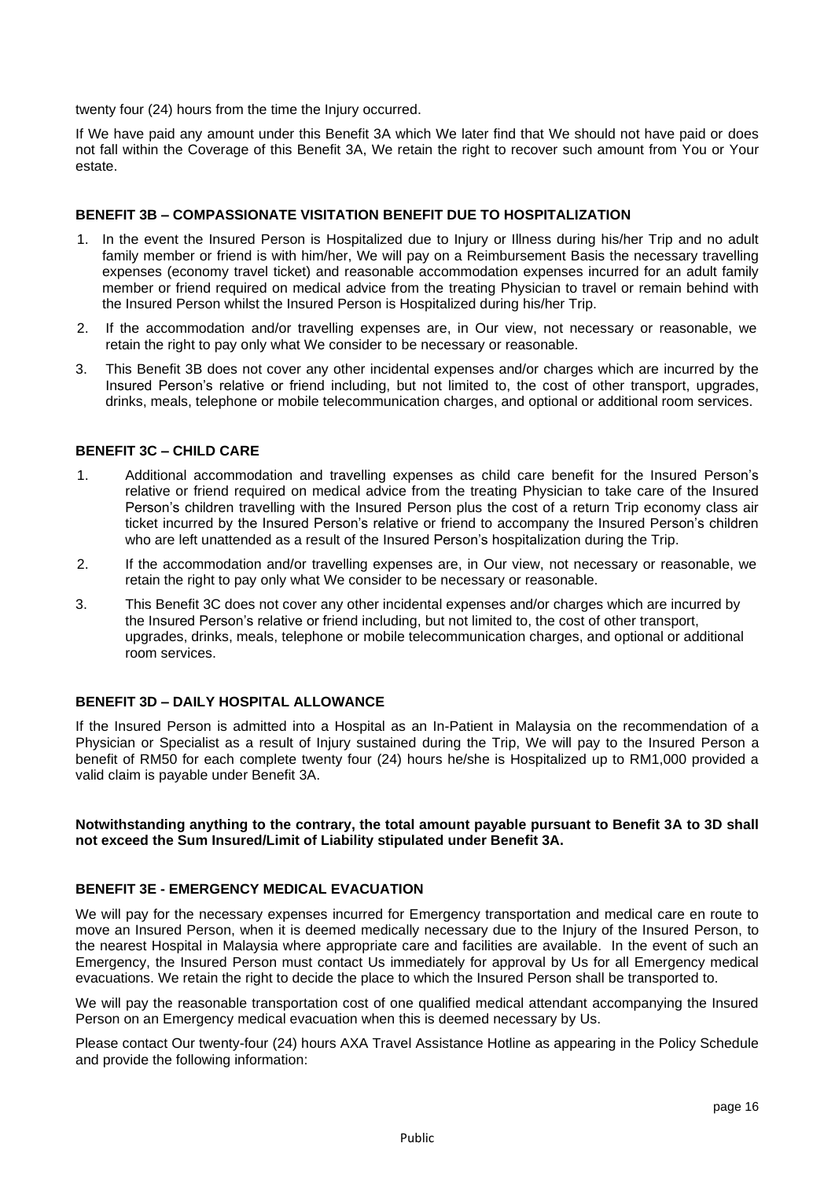twenty four (24) hours from the time the Injury occurred.

If We have paid any amount under this Benefit 3A which We later find that We should not have paid or does not fall within the Coverage of this Benefit 3A, We retain the right to recover such amount from You or Your estate.

### BENEFIT 3B – COMPASSIONATE VISITATION BENEFIT DUE TO HOSPITALIZATION

1. In the event the Insured Person is Hospitalized due to Injury or Illness during his/her Trip and no adult family member or friend is with him/her, We will pay on a Reimbursement Basis the necessary travelling expenses (economy travel ticket) and reasonable accommodation expenses incurred for an adult family member or friend required on medical advice from the treating Physician to travel or remain behind with the Insured Person whilst the Insured Person is Hospitalized during his/her Trip.
2. If the accommodation and/or travelling expenses are, in Our view, not necessary or reasonable, we retain the right to pay only what We consider to be necessary or reasonable.
3. This Benefit 3B does not cover any other incidental expenses and/or charges which are incurred by the Insured Person's relative or friend including, but not limited to, the cost of other transport, upgrades, drinks, meals, telephone or mobile telecommunication charges, and optional or additional room services.

### BENEFIT 3C – CHILD CARE

1. Additional accommodation and travelling expenses as child care benefit for the Insured Person's relative or friend required on medical advice from the treating Physician to take care of the Insured Person's children travelling with the Insured Person plus the cost of a return Trip economy class air ticket incurred by the Insured Person's relative or friend to accompany the Insured Person's children who are left unattended as a result of the Insured Person's hospitalization during the Trip.
2. If the accommodation and/or travelling expenses are, in Our view, not necessary or reasonable, we retain the right to pay only what We consider to be necessary or reasonable.
3. This Benefit 3C does not cover any other incidental expenses and/or charges which are incurred by the Insured Person's relative or friend including, but not limited to, the cost of other transport, upgrades, drinks, meals, telephone or mobile telecommunication charges, and optional or additional room services.

### BENEFIT 3D – DAILY HOSPITAL ALLOWANCE

If the Insured Person is admitted into a Hospital as an In-Patient in Malaysia on the recommendation of a Physician or Specialist as a result of Injury sustained during the Trip, We will pay to the Insured Person a benefit of RM50 for each complete twenty four (24) hours he/she is Hospitalized up to RM1,000 provided a valid claim is payable under Benefit 3A.

**Notwithstanding anything to the contrary, the total amount payable pursuant to Benefit 3A to 3D shall not exceed the Sum Insured/Limit of Liability stipulated under Benefit 3A.**

### BENEFIT 3E - EMERGENCY MEDICAL EVACUATION

We will pay for the necessary expenses incurred for Emergency transportation and medical care en route to move an Insured Person, when it is deemed medically necessary due to the Injury of the Insured Person, to the nearest Hospital in Malaysia where appropriate care and facilities are available. In the event of such an Emergency, the Insured Person must contact Us immediately for approval by Us for all Emergency medical evacuations. We retain the right to decide the place to which the Insured Person shall be transported to.

We will pay the reasonable transportation cost of one qualified medical attendant accompanying the Insured Person on an Emergency medical evacuation when this is deemed necessary by Us.

Please contact Our twenty-four (24) hours AXA Travel Assistance Hotline as appearing in the Policy Schedule and provide the following information: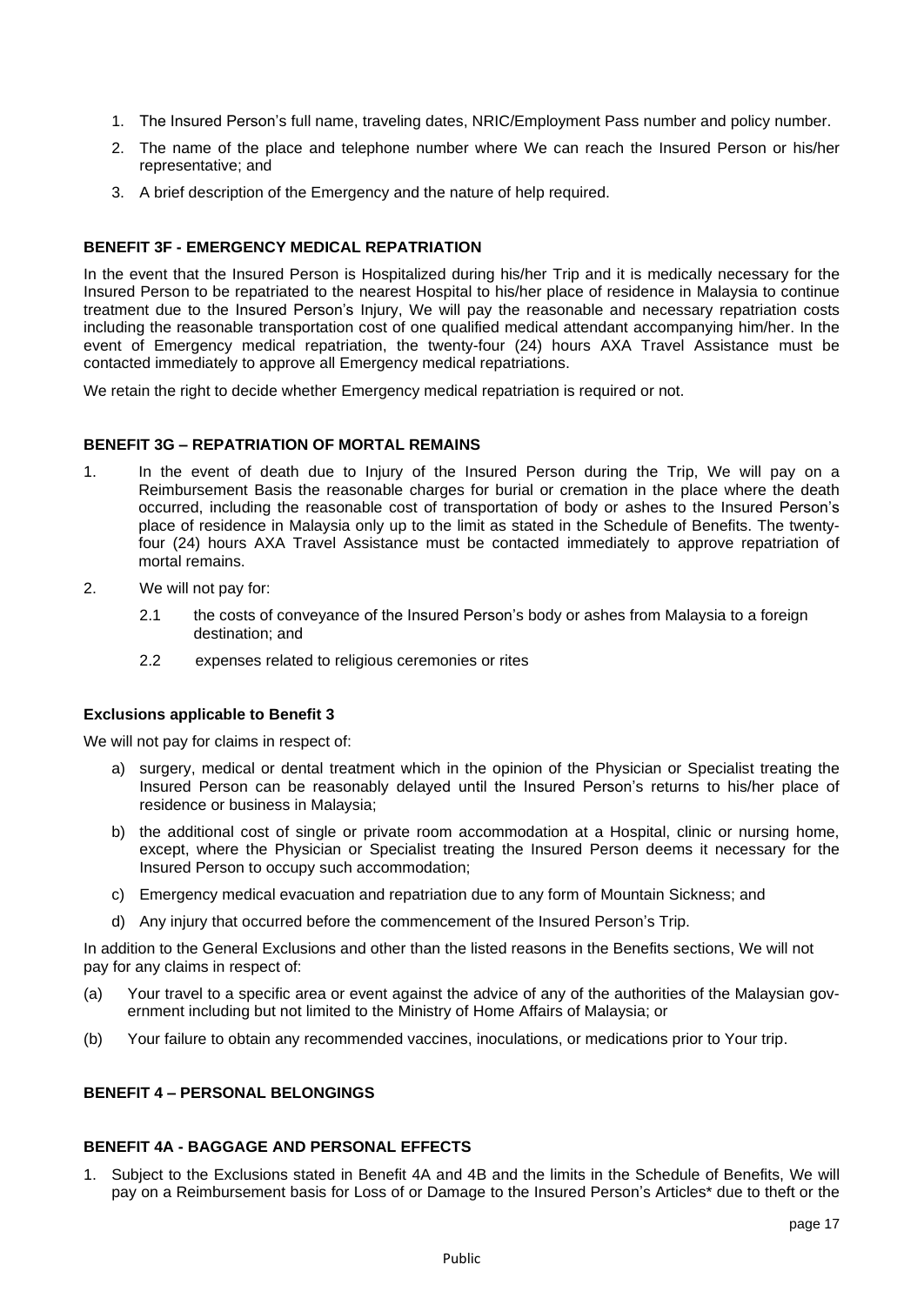1. The Insured Person's full name, traveling dates, NRIC/Employment Pass number and policy number.
2. The name of the place and telephone number where We can reach the Insured Person or his/her representative; and
3. A brief description of the Emergency and the nature of help required.

**BENEFIT 3F - EMERGENCY MEDICAL REPATRIATION**

In the event that the Insured Person is Hospitalized during his/her Trip and it is medically necessary for the Insured Person to be repatriated to the nearest Hospital to his/her place of residence in Malaysia to continue treatment due to the Insured Person's Injury, We will pay the reasonable and necessary repatriation costs including the reasonable transportation cost of one qualified medical attendant accompanying him/her. In the event of Emergency medical repatriation, the twenty-four (24) hours AXA Travel Assistance must be contacted immediately to approve all Emergency medical repatriations.

We retain the right to decide whether Emergency medical repatriation is required or not.

**BENEFIT 3G – REPATRIATION OF MORTAL REMAINS**

1. In the event of death due to Injury of the Insured Person during the Trip, We will pay on a Reimbursement Basis the reasonable charges for burial or cremation in the place where the death occurred, including the reasonable cost of transportation of body or ashes to the Insured Person's place of residence in Malaysia only up to the limit as stated in the Schedule of Benefits. The twenty-four (24) hours AXA Travel Assistance must be contacted immediately to approve repatriation of mortal remains.
2. We will not pay for:
   - 2.1 the costs of conveyance of the Insured Person's body or ashes from Malaysia to a foreign destination; and
   - 2.2 expenses related to religious ceremonies or rites

**Exclusions applicable to Benefit 3**

We will not pay for claims in respect of:

a) surgery, medical or dental treatment which in the opinion of the Physician or Specialist treating the Insured Person can be reasonably delayed until the Insured Person's returns to his/her place of residence or business in Malaysia;

b) the additional cost of single or private room accommodation at a Hospital, clinic or nursing home, except, where the Physician or Specialist treating the Insured Person deems it necessary for the Insured Person to occupy such accommodation;

c) Emergency medical evacuation and repatriation due to any form of Mountain Sickness; and

d) Any injury that occurred before the commencement of the Insured Person's Trip.

In addition to the General Exclusions and other than the listed reasons in the Benefits sections, We will not pay for any claims in respect of:

(a) Your travel to a specific area or event against the advice of any of the authorities of the Malaysian government including but not limited to the Ministry of Home Affairs of Malaysia; or

(b) Your failure to obtain any recommended vaccines, inoculations, or medications prior to Your trip.

**BENEFIT 4 – PERSONAL BELONGINGS**

**BENEFIT 4A - BAGGAGE AND PERSONAL EFFECTS**

1. Subject to the Exclusions stated in Benefit 4A and 4B and the limits in the Schedule of Benefits, We will pay on a Reimbursement basis for Loss of or Damage to the Insured Person's Articles* due to theft or the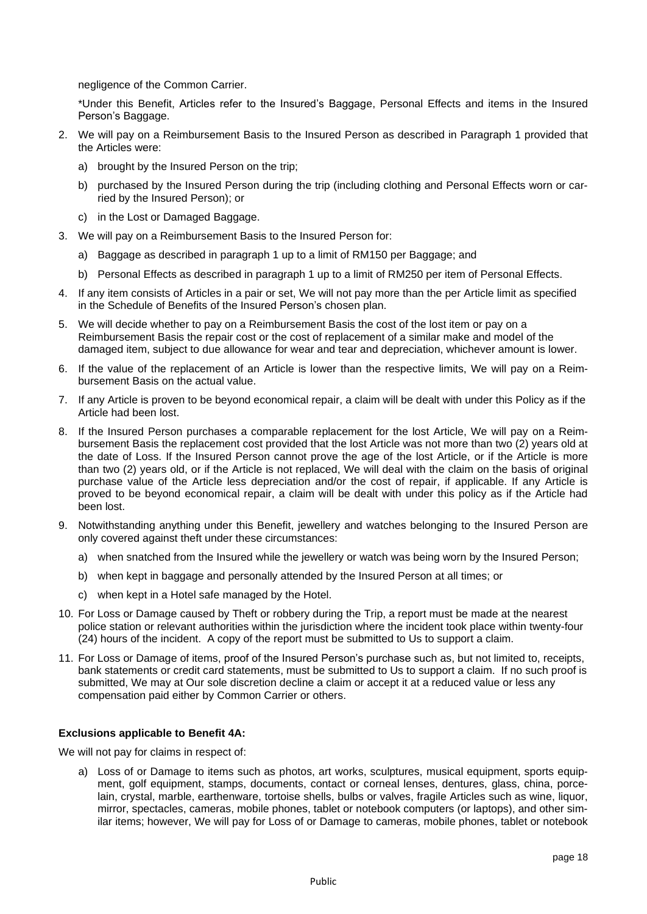negligence of the Common Carrier.

*Under this Benefit, Articles refer to the Insured's Baggage, Personal Effects and items in the Insured Person's Baggage.

2. We will pay on a Reimbursement Basis to the Insured Person as described in Paragraph 1 provided that the Articles were:
   a) brought by the Insured Person on the trip;
   b) purchased by the Insured Person during the trip (including clothing and Personal Effects worn or carried by the Insured Person); or
   c) in the Lost or Damaged Baggage.
3. We will pay on a Reimbursement Basis to the Insured Person for:
   a) Baggage as described in paragraph 1 up to a limit of RM150 per Baggage; and
   b) Personal Effects as described in paragraph 1 up to a limit of RM250 per item of Personal Effects.
4. If any item consists of Articles in a pair or set, We will not pay more than the per Article limit as specified in the Schedule of Benefits of the Insured Person's chosen plan.
5. We will decide whether to pay on a Reimbursement Basis the cost of the lost item or pay on a Reimbursement Basis the repair cost or the cost of replacement of a similar make and model of the damaged item, subject to due allowance for wear and tear and depreciation, whichever amount is lower.
6. If the value of the replacement of an Article is lower than the respective limits, We will pay on a Reimbursement Basis on the actual value.
7. If any Article is proven to be beyond economical repair, a claim will be dealt with under this Policy as if the Article had been lost.
8. If the Insured Person purchases a comparable replacement for the lost Article, We will pay on a Reimbursement Basis the replacement cost provided that the lost Article was not more than two (2) years old at the date of Loss. If the Insured Person cannot prove the age of the lost Article, or if the Article is more than two (2) years old, or if the Article is not replaced, We will deal with the claim on the basis of original purchase value of the Article less depreciation and/or the cost of repair, if applicable. If any Article is proved to be beyond economical repair, a claim will be dealt with under this policy as if the Article had been lost.
9. Notwithstanding anything under this Benefit, jewellery and watches belonging to the Insured Person are only covered against theft under these circumstances:
   a) when snatched from the Insured while the jewellery or watch was being worn by the Insured Person;
   b) when kept in baggage and personally attended by the Insured Person at all times; or
   c) when kept in a Hotel safe managed by the Hotel.
10. For Loss or Damage caused by Theft or robbery during the Trip, a report must be made at the nearest police station or relevant authorities within the jurisdiction where the incident took place within twenty-four (24) hours of the incident. A copy of the report must be submitted to Us to support a claim.
11. For Loss or Damage of items, proof of the Insured Person's purchase such as, but not limited to, receipts, bank statements or credit card statements, must be submitted to Us to support a claim. If no such proof is submitted, We may at Our sole discretion decline a claim or accept it at a reduced value or less any compensation paid either by Common Carrier or others.

**Exclusions applicable to Benefit 4A:**

We will not pay for claims in respect of:

a) Loss of or Damage to items such as photos, art works, sculptures, musical equipment, sports equipment, golf equipment, stamps, documents, contact or corneal lenses, dentures, glass, china, porcelain, crystal, marble, earthenware, tortoise shells, bulbs or valves, fragile Articles such as wine, liquor, mirror, spectacles, cameras, mobile phones, tablet or notebook computers (or laptops), and other similar items; however, We will pay for Loss of or Damage to cameras, mobile phones, tablet or notebook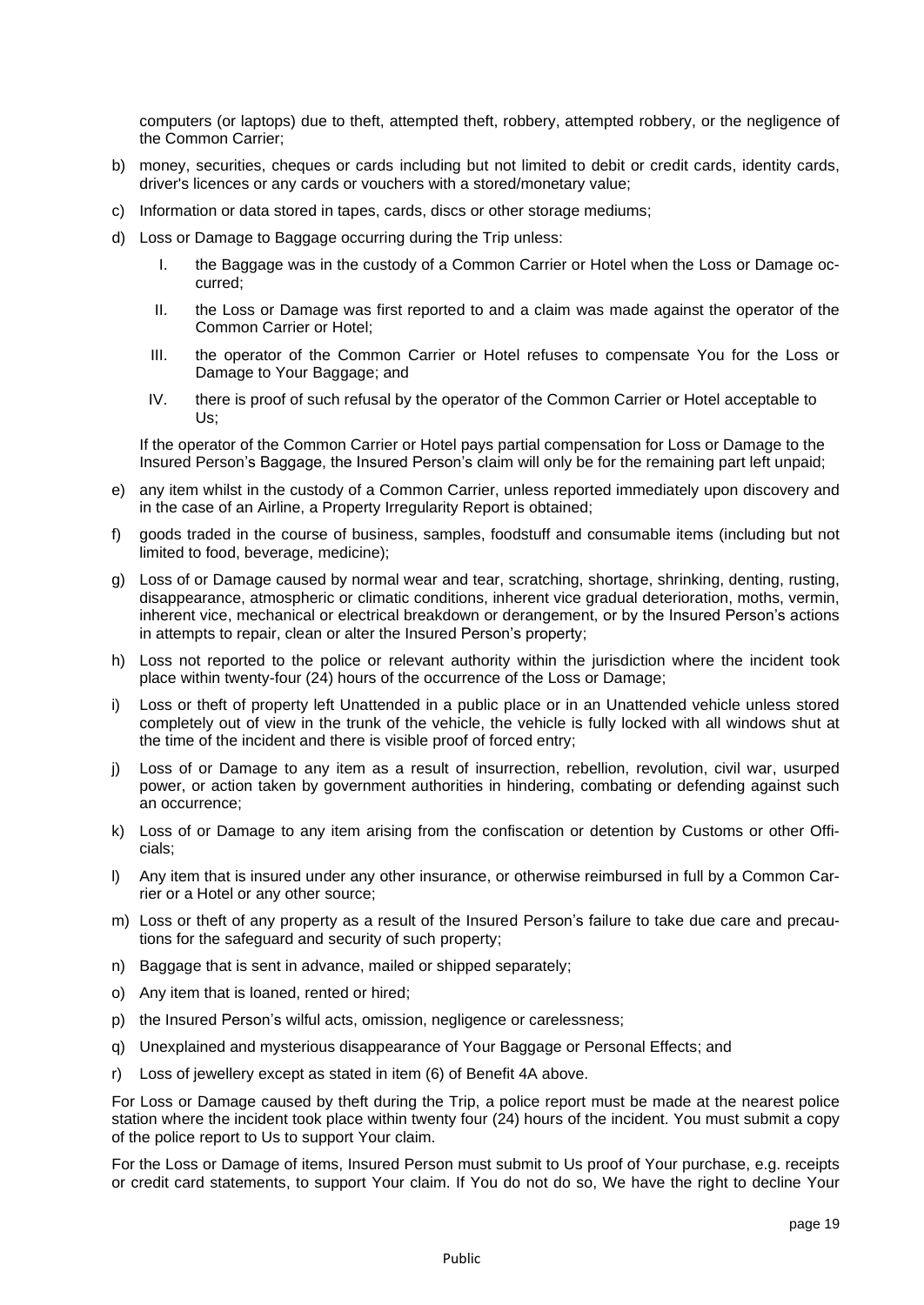computers (or laptops) due to theft, attempted theft, robbery, attempted robbery, or the negligence of the Common Carrier;

b) money, securities, cheques or cards including but not limited to debit or credit cards, identity cards, driver's licences or any cards or vouchers with a stored/monetary value;

c) Information or data stored in tapes, cards, discs or other storage mediums;

d) Loss or Damage to Baggage occurring during the Trip unless:

   I. the Baggage was in the custody of a Common Carrier or Hotel when the Loss or Damage occurred;

   II. the Loss or Damage was first reported to and a claim was made against the operator of the Common Carrier or Hotel;

   III. the operator of the Common Carrier or Hotel refuses to compensate You for the Loss or Damage to Your Baggage; and

   IV. there is proof of such refusal by the operator of the Common Carrier or Hotel acceptable to Us;

   If the operator of the Common Carrier or Hotel pays partial compensation for Loss or Damage to the Insured Person's Baggage, the Insured Person's claim will only be for the remaining part left unpaid;

e) any item whilst in the custody of a Common Carrier, unless reported immediately upon discovery and in the case of an Airline, a Property Irregularity Report is obtained;

f) goods traded in the course of business, samples, foodstuff and consumable items (including but not limited to food, beverage, medicine);

g) Loss of or Damage caused by normal wear and tear, scratching, shortage, shrinking, denting, rusting, disappearance, atmospheric or climatic conditions, inherent vice gradual deterioration, moths, vermin, inherent vice, mechanical or electrical breakdown or derangement, or by the Insured Person's actions in attempts to repair, clean or alter the Insured Person's property;

h) Loss not reported to the police or relevant authority within the jurisdiction where the incident took place within twenty-four (24) hours of the occurrence of the Loss or Damage;

i) Loss or theft of property left Unattended in a public place or in an Unattended vehicle unless stored completely out of view in the trunk of the vehicle, the vehicle is fully locked with all windows shut at the time of the incident and there is visible proof of forced entry;

j) Loss of or Damage to any item as a result of insurrection, rebellion, revolution, civil war, usurped power, or action taken by government authorities in hindering, combating or defending against such an occurrence;

k) Loss of or Damage to any item arising from the confiscation or detention by Customs or other Officials;

l) Any item that is insured under any other insurance, or otherwise reimbursed in full by a Common Carrier or a Hotel or any other source;

m) Loss or theft of any property as a result of the Insured Person's failure to take due care and precautions for the safeguard and security of such property;

n) Baggage that is sent in advance, mailed or shipped separately;

o) Any item that is loaned, rented or hired;

p) the Insured Person's wilful acts, omission, negligence or carelessness;

q) Unexplained and mysterious disappearance of Your Baggage or Personal Effects; and

r) Loss of jewellery except as stated in item (6) of Benefit 4A above.

For Loss or Damage caused by theft during the Trip, a police report must be made at the nearest police station where the incident took place within twenty four (24) hours of the incident. You must submit a copy of the police report to Us to support Your claim.

For the Loss or Damage of items, Insured Person must submit to Us proof of Your purchase, e.g. receipts or credit card statements, to support Your claim. If You do not do so, We have the right to decline Your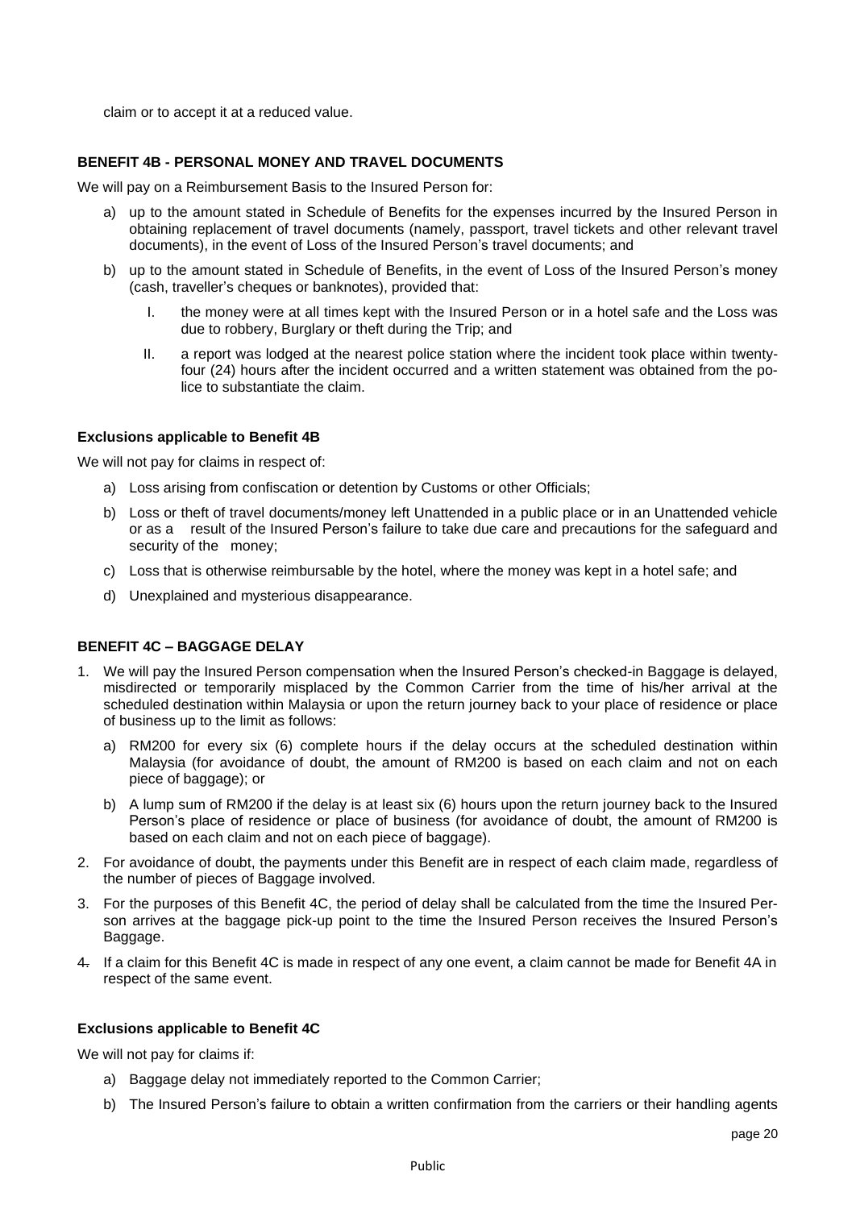claim or to accept it at a reduced value.

### BENEFIT 4B - PERSONAL MONEY AND TRAVEL DOCUMENTS

We will pay on a Reimbursement Basis to the Insured Person for:

a) up to the amount stated in Schedule of Benefits for the expenses incurred by the Insured Person in obtaining replacement of travel documents (namely, passport, travel tickets and other relevant travel documents), in the event of Loss of the Insured Person's travel documents; and

b) up to the amount stated in Schedule of Benefits, in the event of Loss of the Insured Person's money (cash, traveller's cheques or banknotes), provided that:

   I. the money were at all times kept with the Insured Person or in a hotel safe and the Loss was due to robbery, Burglary or theft during the Trip; and

   II. a report was lodged at the nearest police station where the incident took place within twenty-four (24) hours after the incident occurred and a written statement was obtained from the police to substantiate the claim.

#### Exclusions applicable to Benefit 4B

We will not pay for claims in respect of:

a) Loss arising from confiscation or detention by Customs or other Officials;

b) Loss or theft of travel documents/money left Unattended in a public place or in an Unattended vehicle or as a result of the Insured Person's failure to take due care and precautions for the safeguard and security of the money;

c) Loss that is otherwise reimbursable by the hotel, where the money was kept in a hotel safe; and

d) Unexplained and mysterious disappearance.

### BENEFIT 4C – BAGGAGE DELAY

1. We will pay the Insured Person compensation when the Insured Person's checked-in Baggage is delayed, misdirected or temporarily misplaced by the Common Carrier from the time of his/her arrival at the scheduled destination within Malaysia or upon the return journey back to your place of residence or place of business up to the limit as follows:

   a) RM200 for every six (6) complete hours if the delay occurs at the scheduled destination within Malaysia (for avoidance of doubt, the amount of RM200 is based on each claim and not on each piece of baggage); or

   b) A lump sum of RM200 if the delay is at least six (6) hours upon the return journey back to the Insured Person's place of residence or place of business (for avoidance of doubt, the amount of RM200 is based on each claim and not on each piece of baggage).

2. For avoidance of doubt, the payments under this Benefit are in respect of each claim made, regardless of the number of pieces of Baggage involved.

3. For the purposes of this Benefit 4C, the period of delay shall be calculated from the time the Insured Person arrives at the baggage pick-up point to the time the Insured Person receives the Insured Person's Baggage.

4. If a claim for this Benefit 4C is made in respect of any one event, a claim cannot be made for Benefit 4A in respect of the same event.

#### Exclusions applicable to Benefit 4C

We will not pay for claims if:

a) Baggage delay not immediately reported to the Common Carrier;

b) The Insured Person's failure to obtain a written confirmation from the carriers or their handling agents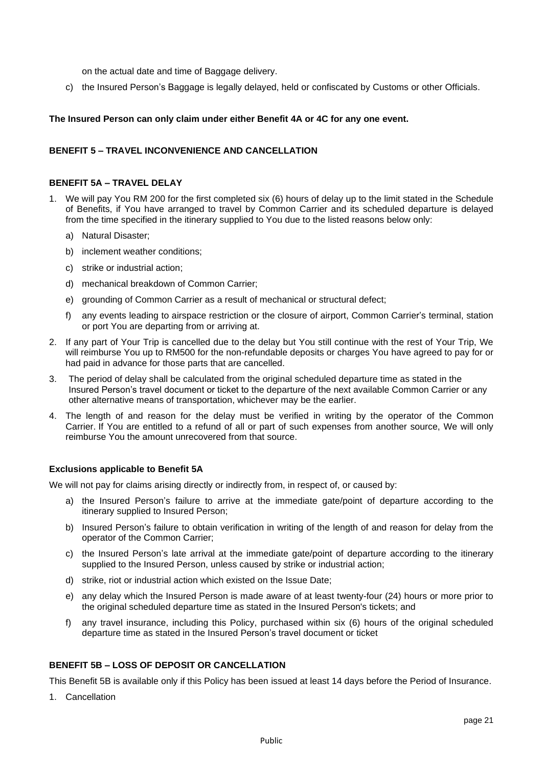on the actual date and time of Baggage delivery.

c) the Insured Person's Baggage is legally delayed, held or confiscated by Customs or other Officials.

**The Insured Person can only claim under either Benefit 4A or 4C for any one event.**

### BENEFIT 5 – TRAVEL INCONVENIENCE AND CANCELLATION

#### BENEFIT 5A – TRAVEL DELAY

1. We will pay You RM 200 for the first completed six (6) hours of delay up to the limit stated in the Schedule of Benefits, if You have arranged to travel by Common Carrier and its scheduled departure is delayed from the time specified in the itinerary supplied to You due to the listed reasons below only:
   a) Natural Disaster;
   b) inclement weather conditions;
   c) strike or industrial action;
   d) mechanical breakdown of Common Carrier;
   e) grounding of Common Carrier as a result of mechanical or structural defect;
   f) any events leading to airspace restriction or the closure of airport, Common Carrier's terminal, station or port You are departing from or arriving at.
2. If any part of Your Trip is cancelled due to the delay but You still continue with the rest of Your Trip, We will reimburse You up to RM500 for the non-refundable deposits or charges You have agreed to pay for or had paid in advance for those parts that are cancelled.
3. The period of delay shall be calculated from the original scheduled departure time as stated in the Insured Person's travel document or ticket to the departure of the next available Common Carrier or any other alternative means of transportation, whichever may be the earlier.
4. The length of and reason for the delay must be verified in writing by the operator of the Common Carrier. If You are entitled to a refund of all or part of such expenses from another source, We will only reimburse You the amount unrecovered from that source.

**Exclusions applicable to Benefit 5A**

We will not pay for claims arising directly or indirectly from, in respect of, or caused by:

a) the Insured Person's failure to arrive at the immediate gate/point of departure according to the itinerary supplied to Insured Person;
b) Insured Person's failure to obtain verification in writing of the length of and reason for delay from the operator of the Common Carrier;
c) the Insured Person's late arrival at the immediate gate/point of departure according to the itinerary supplied to the Insured Person, unless caused by strike or industrial action;
d) strike, riot or industrial action which existed on the Issue Date;
e) any delay which the Insured Person is made aware of at least twenty-four (24) hours or more prior to the original scheduled departure time as stated in the Insured Person's tickets; and
f) any travel insurance, including this Policy, purchased within six (6) hours of the original scheduled departure time as stated in the Insured Person's travel document or ticket

#### BENEFIT 5B – LOSS OF DEPOSIT OR CANCELLATION

This Benefit 5B is available only if this Policy has been issued at least 14 days before the Period of Insurance.

1. Cancellation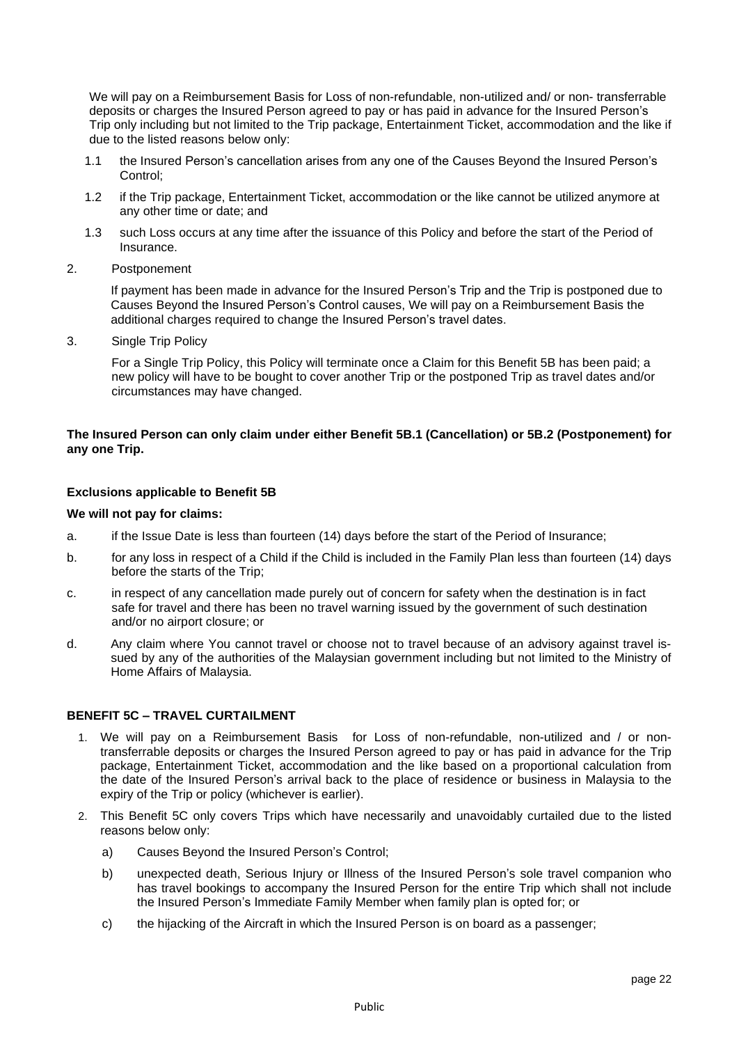We will pay on a Reimbursement Basis for Loss of non-refundable, non-utilized and/ or non- transferrable deposits or charges the Insured Person agreed to pay or has paid in advance for the Insured Person's Trip only including but not limited to the Trip package, Entertainment Ticket, accommodation and the like if due to the listed reasons below only:

1.1 the Insured Person's cancellation arises from any one of the Causes Beyond the Insured Person's Control;

1.2 if the Trip package, Entertainment Ticket, accommodation or the like cannot be utilized anymore at any other time or date; and

1.3 such Loss occurs at any time after the issuance of this Policy and before the start of the Period of Insurance.

2. Postponement

If payment has been made in advance for the Insured Person's Trip and the Trip is postponed due to Causes Beyond the Insured Person's Control causes, We will pay on a Reimbursement Basis the additional charges required to change the Insured Person's travel dates.

3. Single Trip Policy

For a Single Trip Policy, this Policy will terminate once a Claim for this Benefit 5B has been paid; a new policy will have to be bought to cover another Trip or the postponed Trip as travel dates and/or circumstances may have changed.

**The Insured Person can only claim under either Benefit 5B.1 (Cancellation) or 5B.2 (Postponement) for any one Trip.**

**Exclusions applicable to Benefit 5B**

**We will not pay for claims:**

a. if the Issue Date is less than fourteen (14) days before the start of the Period of Insurance;

b. for any loss in respect of a Child if the Child is included in the Family Plan less than fourteen (14) days before the starts of the Trip;

c. in respect of any cancellation made purely out of concern for safety when the destination is in fact safe for travel and there has been no travel warning issued by the government of such destination and/or no airport closure; or

d. Any claim where You cannot travel or choose not to travel because of an advisory against travel issued by any of the authorities of the Malaysian government including but not limited to the Ministry of Home Affairs of Malaysia.

**BENEFIT 5C – TRAVEL CURTAILMENT**

1. We will pay on a Reimbursement Basis for Loss of non-refundable, non-utilized and / or non-transferrable deposits or charges the Insured Person agreed to pay or has paid in advance for the Trip package, Entertainment Ticket, accommodation and the like based on a proportional calculation from the date of the Insured Person's arrival back to the place of residence or business in Malaysia to the expiry of the Trip or policy (whichever is earlier).

2. This Benefit 5C only covers Trips which have necessarily and unavoidably curtailed due to the listed reasons below only:

   a) Causes Beyond the Insured Person's Control;

   b) unexpected death, Serious Injury or Illness of the Insured Person's sole travel companion who has travel bookings to accompany the Insured Person for the entire Trip which shall not include the Insured Person's Immediate Family Member when family plan is opted for; or

   c) the hijacking of the Aircraft in which the Insured Person is on board as a passenger;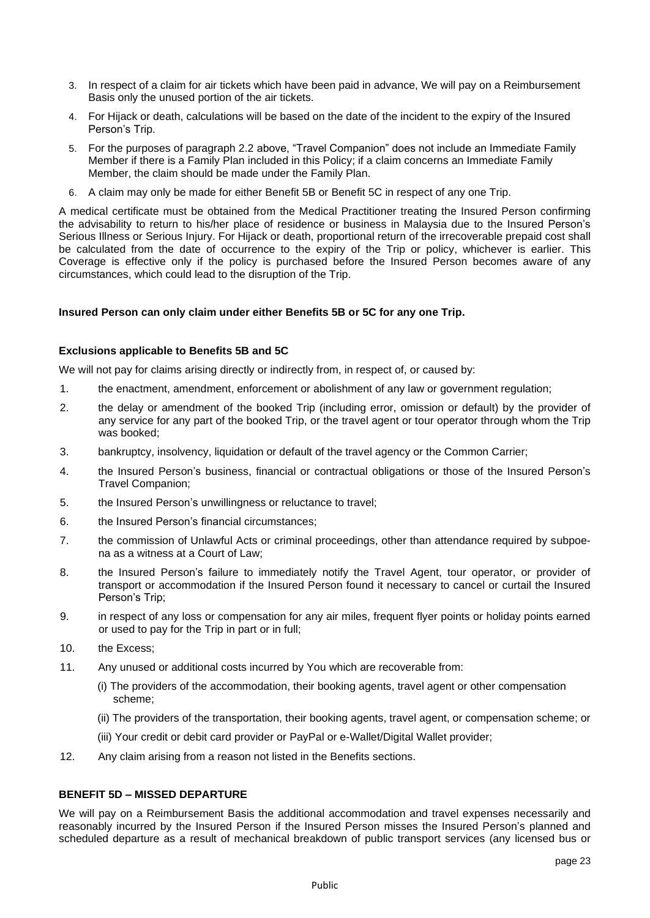3. In respect of a claim for air tickets which have been paid in advance, We will pay on a Reimbursement Basis only the unused portion of the air tickets.
4. For Hijack or death, calculations will be based on the date of the incident to the expiry of the Insured Person's Trip.
5. For the purposes of paragraph 2.2 above, "Travel Companion" does not include an Immediate Family Member if there is a Family Plan included in this Policy; if a claim concerns an Immediate Family Member, the claim should be made under the Family Plan.
6. A claim may only be made for either Benefit 5B or Benefit 5C in respect of any one Trip.

A medical certificate must be obtained from the Medical Practitioner treating the Insured Person confirming the advisability to return to his/her place of residence or business in Malaysia due to the Insured Person's Serious Illness or Serious Injury. For Hijack or death, proportional return of the irrecoverable prepaid cost shall be calculated from the date of occurrence to the expiry of the Trip or policy, whichever is earlier. This Coverage is effective only if the policy is purchased before the Insured Person becomes aware of any circumstances, which could lead to the disruption of the Trip.

**Insured Person can only claim under either Benefits 5B or 5C for any one Trip.**

**Exclusions applicable to Benefits 5B and 5C**

We will not pay for claims arising directly or indirectly from, in respect of, or caused by:

1. the enactment, amendment, enforcement or abolishment of any law or government regulation;
2. the delay or amendment of the booked Trip (including error, omission or default) by the provider of any service for any part of the booked Trip, or the travel agent or tour operator through whom the Trip was booked;
3. bankruptcy, insolvency, liquidation or default of the travel agency or the Common Carrier;
4. the Insured Person's business, financial or contractual obligations or those of the Insured Person's Travel Companion;
5. the Insured Person's unwillingness or reluctance to travel;
6. the Insured Person's financial circumstances;
7. the commission of Unlawful Acts or criminal proceedings, other than attendance required by subpoena as a witness at a Court of Law;
8. the Insured Person's failure to immediately notify the Travel Agent, tour operator, or provider of transport or accommodation if the Insured Person found it necessary to cancel or curtail the Insured Person's Trip;
9. in respect of any loss or compensation for any air miles, frequent flyer points or holiday points earned or used to pay for the Trip in part or in full;
10. the Excess;
11. Any unused or additional costs incurred by You which are recoverable from:
    (i) The providers of the accommodation, their booking agents, travel agent or other compensation scheme;
    (ii) The providers of the transportation, their booking agents, travel agent, or compensation scheme; or
    (iii) Your credit or debit card provider or PayPal or e-Wallet/Digital Wallet provider;
12. Any claim arising from a reason not listed in the Benefits sections.

**BENEFIT 5D – MISSED DEPARTURE**

We will pay on a Reimbursement Basis the additional accommodation and travel expenses necessarily and reasonably incurred by the Insured Person if the Insured Person misses the Insured Person's planned and scheduled departure as a result of mechanical breakdown of public transport services (any licensed bus or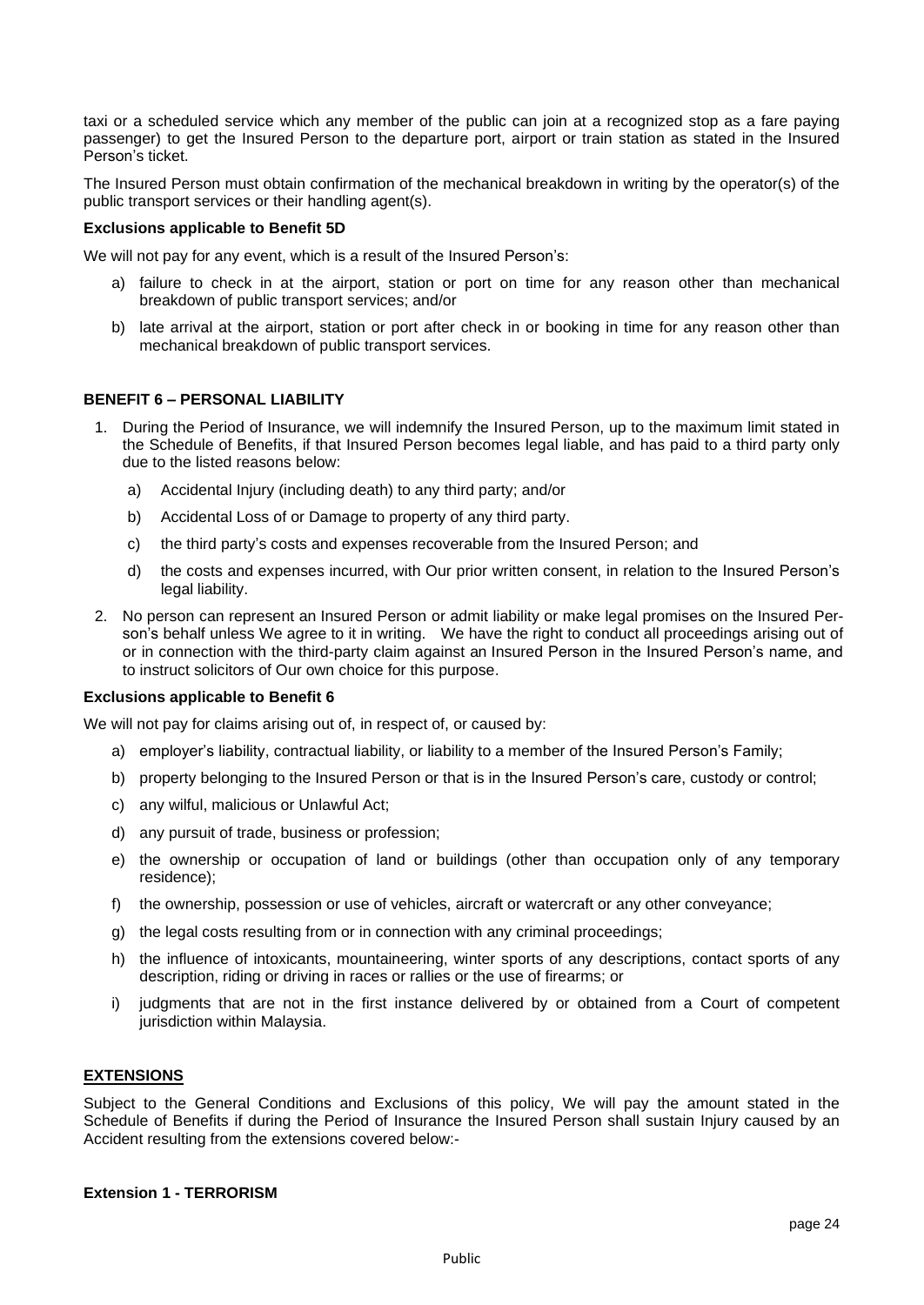taxi or a scheduled service which any member of the public can join at a recognized stop as a fare paying passenger) to get the Insured Person to the departure port, airport or train station as stated in the Insured Person's ticket.

The Insured Person must obtain confirmation of the mechanical breakdown in writing by the operator(s) of the public transport services or their handling agent(s).

**Exclusions applicable to Benefit 5D**

We will not pay for any event, which is a result of the Insured Person's:

a) failure to check in at the airport, station or port on time for any reason other than mechanical breakdown of public transport services; and/or

b) late arrival at the airport, station or port after check in or booking in time for any reason other than mechanical breakdown of public transport services.

**BENEFIT 6 – PERSONAL LIABILITY**

1. During the Period of Insurance, we will indemnify the Insured Person, up to the maximum limit stated in the Schedule of Benefits, if that Insured Person becomes legal liable, and has paid to a third party only due to the listed reasons below:
   a) Accidental Injury (including death) to any third party; and/or
   b) Accidental Loss of or Damage to property of any third party.
   c) the third party's costs and expenses recoverable from the Insured Person; and
   d) the costs and expenses incurred, with Our prior written consent, in relation to the Insured Person's legal liability.
2. No person can represent an Insured Person or admit liability or make legal promises on the Insured Person's behalf unless We agree to it in writing. We have the right to conduct all proceedings arising out of or in connection with the third-party claim against an Insured Person in the Insured Person's name, and to instruct solicitors of Our own choice for this purpose.

**Exclusions applicable to Benefit 6**

We will not pay for claims arising out of, in respect of, or caused by:

a) employer's liability, contractual liability, or liability to a member of the Insured Person's Family;

b) property belonging to the Insured Person or that is in the Insured Person's care, custody or control;

c) any wilful, malicious or Unlawful Act;

d) any pursuit of trade, business or profession;

e) the ownership or occupation of land or buildings (other than occupation only of any temporary residence);

f) the ownership, possession or use of vehicles, aircraft or watercraft or any other conveyance;

g) the legal costs resulting from or in connection with any criminal proceedings;

h) the influence of intoxicants, mountaineering, winter sports of any descriptions, contact sports of any description, riding or driving in races or rallies or the use of firearms; or

i) judgments that are not in the first instance delivered by or obtained from a Court of competent jurisdiction within Malaysia.

**EXTENSIONS**

Subject to the General Conditions and Exclusions of this policy, We will pay the amount stated in the Schedule of Benefits if during the Period of Insurance the Insured Person shall sustain Injury caused by an Accident resulting from the extensions covered below:-

**Extension 1 - TERRORISM**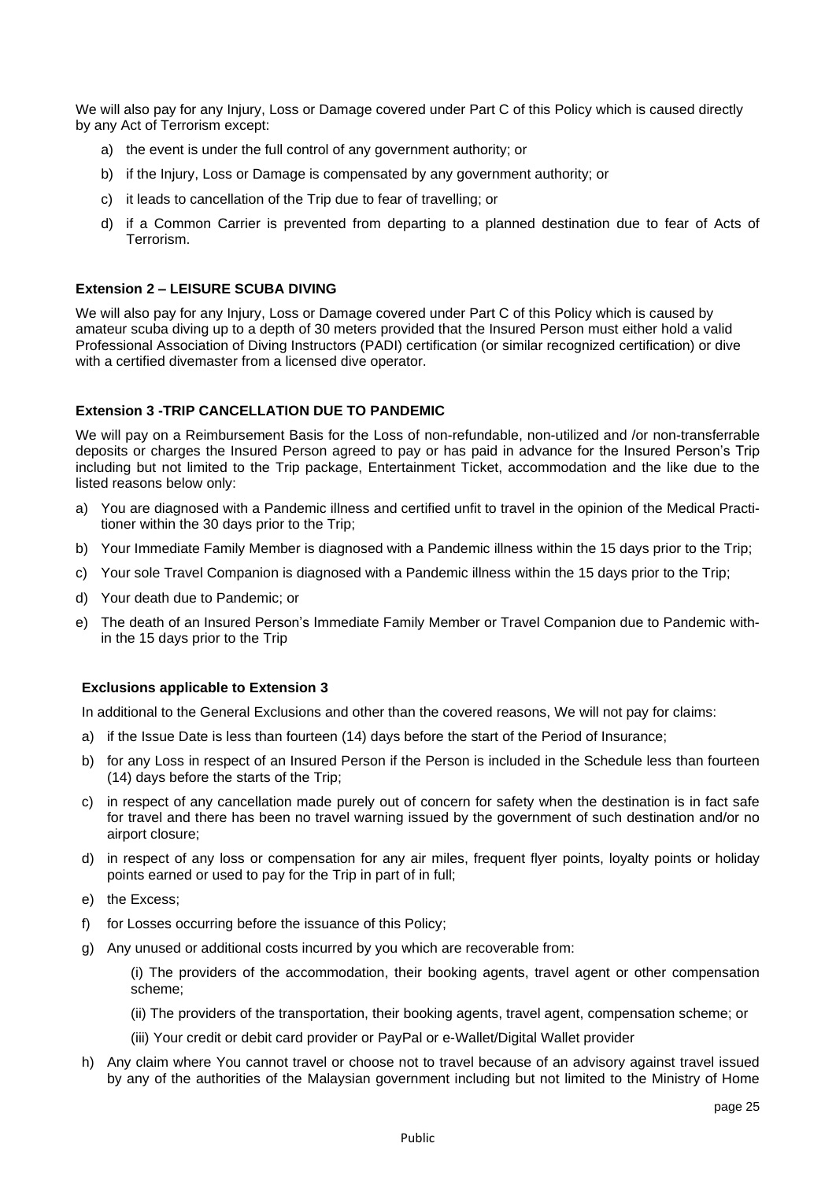We will also pay for any Injury, Loss or Damage covered under Part C of this Policy which is caused directly by any Act of Terrorism except:

a) the event is under the full control of any government authority; or
b) if the Injury, Loss or Damage is compensated by any government authority; or
c) it leads to cancellation of the Trip due to fear of travelling; or
d) if a Common Carrier is prevented from departing to a planned destination due to fear of Acts of Terrorism.

**Extension 2 – LEISURE SCUBA DIVING**

We will also pay for any Injury, Loss or Damage covered under Part C of this Policy which is caused by amateur scuba diving up to a depth of 30 meters provided that the Insured Person must either hold a valid Professional Association of Diving Instructors (PADI) certification (or similar recognized certification) or dive with a certified divemaster from a licensed dive operator.

**Extension 3 -TRIP CANCELLATION DUE TO PANDEMIC**

We will pay on a Reimbursement Basis for the Loss of non-refundable, non-utilized and /or non-transferrable deposits or charges the Insured Person agreed to pay or has paid in advance for the Insured Person's Trip including but not limited to the Trip package, Entertainment Ticket, accommodation and the like due to the listed reasons below only:

a) You are diagnosed with a Pandemic illness and certified unfit to travel in the opinion of the Medical Practitioner within the 30 days prior to the Trip;
b) Your Immediate Family Member is diagnosed with a Pandemic illness within the 15 days prior to the Trip;
c) Your sole Travel Companion is diagnosed with a Pandemic illness within the 15 days prior to the Trip;
d) Your death due to Pandemic; or
e) The death of an Insured Person's Immediate Family Member or Travel Companion due to Pandemic within the 15 days prior to the Trip

**Exclusions applicable to Extension 3**

In additional to the General Exclusions and other than the covered reasons, We will not pay for claims:

a) if the Issue Date is less than fourteen (14) days before the start of the Period of Insurance;
b) for any Loss in respect of an Insured Person if the Person is included in the Schedule less than fourteen (14) days before the starts of the Trip;
c) in respect of any cancellation made purely out of concern for safety when the destination is in fact safe for travel and there has been no travel warning issued by the government of such destination and/or no airport closure;
d) in respect of any loss or compensation for any air miles, frequent flyer points, loyalty points or holiday points earned or used to pay for the Trip in part of in full;
e) the Excess;
f) for Losses occurring before the issuance of this Policy;
g) Any unused or additional costs incurred by you which are recoverable from:

    (i) The providers of the accommodation, their booking agents, travel agent or other compensation scheme;

    (ii) The providers of the transportation, their booking agents, travel agent, compensation scheme; or

    (iii) Your credit or debit card provider or PayPal or e-Wallet/Digital Wallet provider

h) Any claim where You cannot travel or choose not to travel because of an advisory against travel issued by any of the authorities of the Malaysian government including but not limited to the Ministry of Home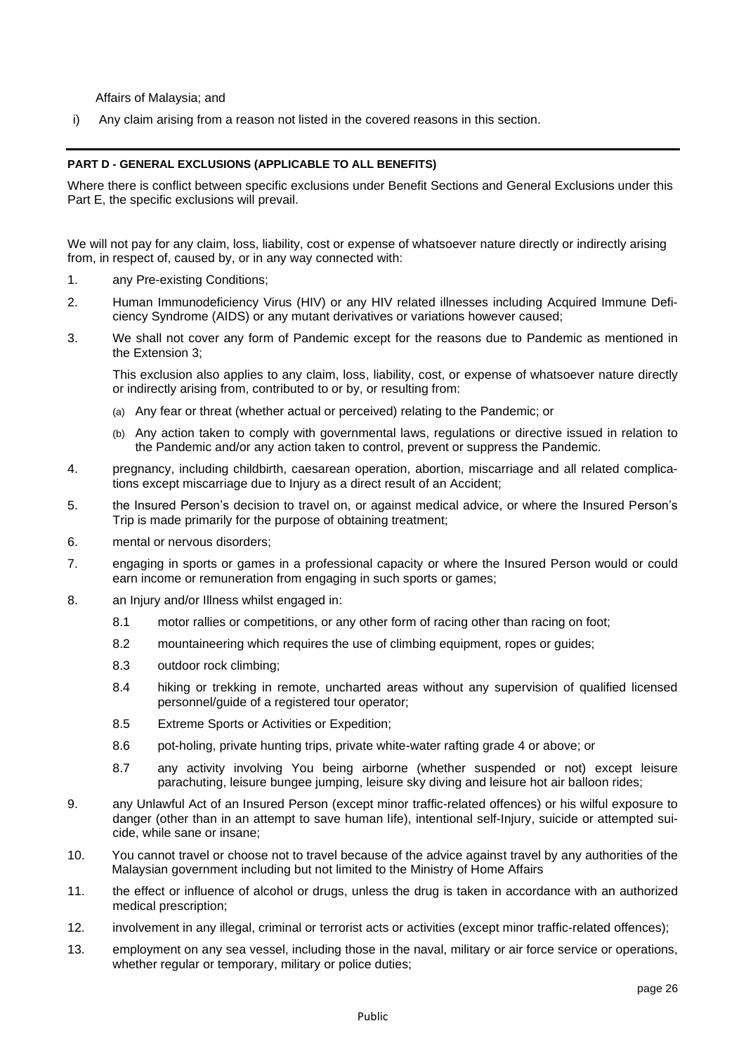Affairs of Malaysia; and

i) Any claim arising from a reason not listed in the covered reasons in this section.

---

**PART D - GENERAL EXCLUSIONS (APPLICABLE TO ALL BENEFITS)**

Where there is conflict between specific exclusions under Benefit Sections and General Exclusions under this Part E, the specific exclusions will prevail.

We will not pay for any claim, loss, liability, cost or expense of whatsoever nature directly or indirectly arising from, in respect of, caused by, or in any way connected with:

1. any Pre-existing Conditions;
2. Human Immunodeficiency Virus (HIV) or any HIV related illnesses including Acquired Immune Deficiency Syndrome (AIDS) or any mutant derivatives or variations however caused;
3. We shall not cover any form of Pandemic except for the reasons due to Pandemic as mentioned in the Extension 3;

   This exclusion also applies to any claim, loss, liability, cost, or expense of whatsoever nature directly or indirectly arising from, contributed to or by, or resulting from:

   (a) Any fear or threat (whether actual or perceived) relating to the Pandemic; or

   (b) Any action taken to comply with governmental laws, regulations or directive issued in relation to the Pandemic and/or any action taken to control, prevent or suppress the Pandemic.
4. pregnancy, including childbirth, caesarean operation, abortion, miscarriage and all related complications except miscarriage due to Injury as a direct result of an Accident;
5. the Insured Person's decision to travel on, or against medical advice, or where the Insured Person's Trip is made primarily for the purpose of obtaining treatment;
6. mental or nervous disorders;
7. engaging in sports or games in a professional capacity or where the Insured Person would or could earn income or remuneration from engaging in such sports or games;
8. an Injury and/or Illness whilst engaged in:

   8.1 motor rallies or competitions, or any other form of racing other than racing on foot;

   8.2 mountaineering which requires the use of climbing equipment, ropes or guides;

   8.3 outdoor rock climbing;

   8.4 hiking or trekking in remote, uncharted areas without any supervision of qualified licensed personnel/guide of a registered tour operator;

   8.5 Extreme Sports or Activities or Expedition;

   8.6 pot-holing, private hunting trips, private white-water rafting grade 4 or above; or

   8.7 any activity involving You being airborne (whether suspended or not) except leisure parachuting, leisure bungee jumping, leisure sky diving and leisure hot air balloon rides;
9. any Unlawful Act of an Insured Person (except minor traffic-related offences) or his wilful exposure to danger (other than in an attempt to save human life), intentional self-Injury, suicide or attempted suicide, while sane or insane;
10. You cannot travel or choose not to travel because of the advice against travel by any authorities of the Malaysian government including but not limited to the Ministry of Home Affairs
11. the effect or influence of alcohol or drugs, unless the drug is taken in accordance with an authorized medical prescription;
12. involvement in any illegal, criminal or terrorist acts or activities (except minor traffic-related offences);
13. employment on any sea vessel, including those in the naval, military or air force service or operations, whether regular or temporary, military or police duties;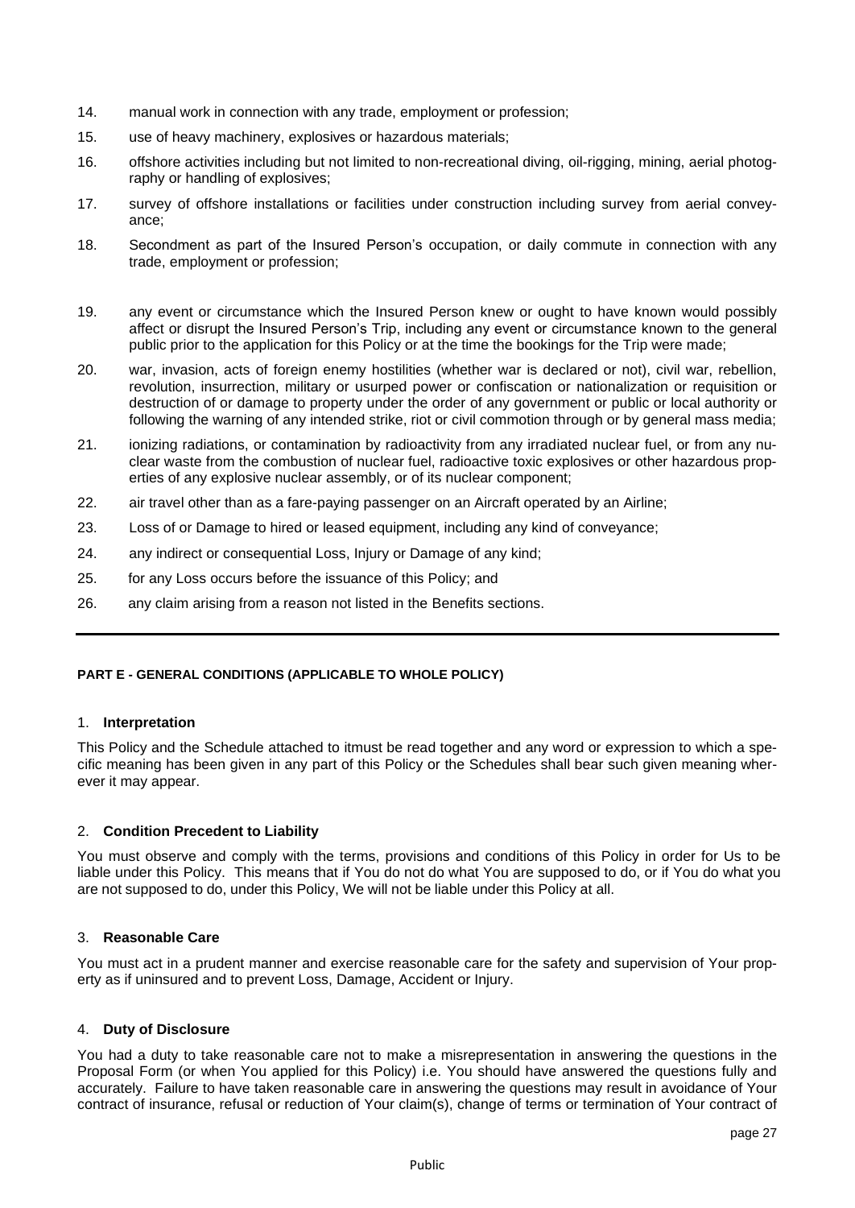14. manual work in connection with any trade, employment or profession;
15. use of heavy machinery, explosives or hazardous materials;
16. offshore activities including but not limited to non-recreational diving, oil-rigging, mining, aerial photography or handling of explosives;
17. survey of offshore installations or facilities under construction including survey from aerial conveyance;
18. Secondment as part of the Insured Person's occupation, or daily commute in connection with any trade, employment or profession;
19. any event or circumstance which the Insured Person knew or ought to have known would possibly affect or disrupt the Insured Person's Trip, including any event or circumstance known to the general public prior to the application for this Policy or at the time the bookings for the Trip were made;
20. war, invasion, acts of foreign enemy hostilities (whether war is declared or not), civil war, rebellion, revolution, insurrection, military or usurped power or confiscation or nationalization or requisition or destruction of or damage to property under the order of any government or public or local authority or following the warning of any intended strike, riot or civil commotion through or by general mass media;
21. ionizing radiations, or contamination by radioactivity from any irradiated nuclear fuel, or from any nuclear waste from the combustion of nuclear fuel, radioactive toxic explosives or other hazardous properties of any explosive nuclear assembly, or of its nuclear component;
22. air travel other than as a fare-paying passenger on an Aircraft operated by an Airline;
23. Loss of or Damage to hired or leased equipment, including any kind of conveyance;
24. any indirect or consequential Loss, Injury or Damage of any kind;
25. for any Loss occurs before the issuance of this Policy; and
26. any claim arising from a reason not listed in the Benefits sections.

---

## PART E - GENERAL CONDITIONS (APPLICABLE TO WHOLE POLICY)

### 1. Interpretation

This Policy and the Schedule attached to itmust be read together and any word or expression to which a specific meaning has been given in any part of this Policy or the Schedules shall bear such given meaning wherever it may appear.

### 2. Condition Precedent to Liability

You must observe and comply with the terms, provisions and conditions of this Policy in order for Us to be liable under this Policy. This means that if You do not do what You are supposed to do, or if You do what you are not supposed to do, under this Policy, We will not be liable under this Policy at all.

### 3. Reasonable Care

You must act in a prudent manner and exercise reasonable care for the safety and supervision of Your property as if uninsured and to prevent Loss, Damage, Accident or Injury.

### 4. Duty of Disclosure

You had a duty to take reasonable care not to make a misrepresentation in answering the questions in the Proposal Form (or when You applied for this Policy) i.e. You should have answered the questions fully and accurately. Failure to have taken reasonable care in answering the questions may result in avoidance of Your contract of insurance, refusal or reduction of Your claim(s), change of terms or termination of Your contract of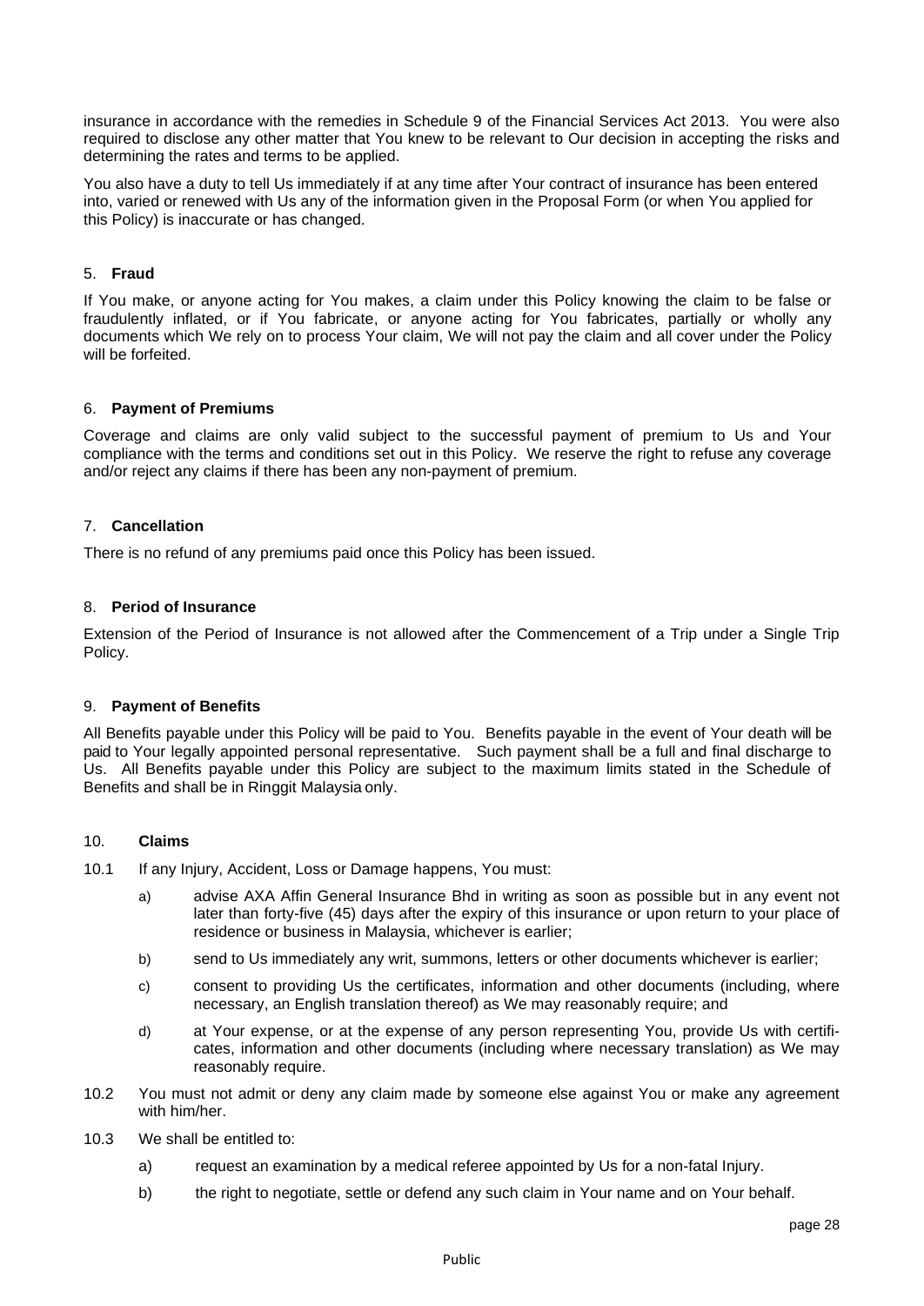insurance in accordance with the remedies in Schedule 9 of the Financial Services Act 2013. You were also required to disclose any other matter that You knew to be relevant to Our decision in accepting the risks and determining the rates and terms to be applied.

You also have a duty to tell Us immediately if at any time after Your contract of insurance has been entered into, varied or renewed with Us any of the information given in the Proposal Form (or when You applied for this Policy) is inaccurate or has changed.

5. **Fraud**

If You make, or anyone acting for You makes, a claim under this Policy knowing the claim to be false or fraudulently inflated, or if You fabricate, or anyone acting for You fabricates, partially or wholly any documents which We rely on to process Your claim, We will not pay the claim and all cover under the Policy will be forfeited.

6. **Payment of Premiums**

Coverage and claims are only valid subject to the successful payment of premium to Us and Your compliance with the terms and conditions set out in this Policy. We reserve the right to refuse any coverage and/or reject any claims if there has been any non-payment of premium.

7. **Cancellation**

There is no refund of any premiums paid once this Policy has been issued.

8. **Period of Insurance**

Extension of the Period of Insurance is not allowed after the Commencement of a Trip under a Single Trip Policy.

9. **Payment of Benefits**

All Benefits payable under this Policy will be paid to You. Benefits payable in the event of Your death will be paid to Your legally appointed personal representative. Such payment shall be a full and final discharge to Us. All Benefits payable under this Policy are subject to the maximum limits stated in the Schedule of Benefits and shall be in Ringgit Malaysia only.

10. **Claims**

10.1 If any Injury, Accident, Loss or Damage happens, You must:

- a) advise AXA Affin General Insurance Bhd in writing as soon as possible but in any event not later than forty-five (45) days after the expiry of this insurance or upon return to your place of residence or business in Malaysia, whichever is earlier;
- b) send to Us immediately any writ, summons, letters or other documents whichever is earlier;
- c) consent to providing Us the certificates, information and other documents (including, where necessary, an English translation thereof) as We may reasonably require; and
- d) at Your expense, or at the expense of any person representing You, provide Us with certificates, information and other documents (including where necessary translation) as We may reasonably require.

10.2 You must not admit or deny any claim made by someone else against You or make any agreement with him/her.

10.3 We shall be entitled to:

- a) request an examination by a medical referee appointed by Us for a non-fatal Injury.
- b) the right to negotiate, settle or defend any such claim in Your name and on Your behalf.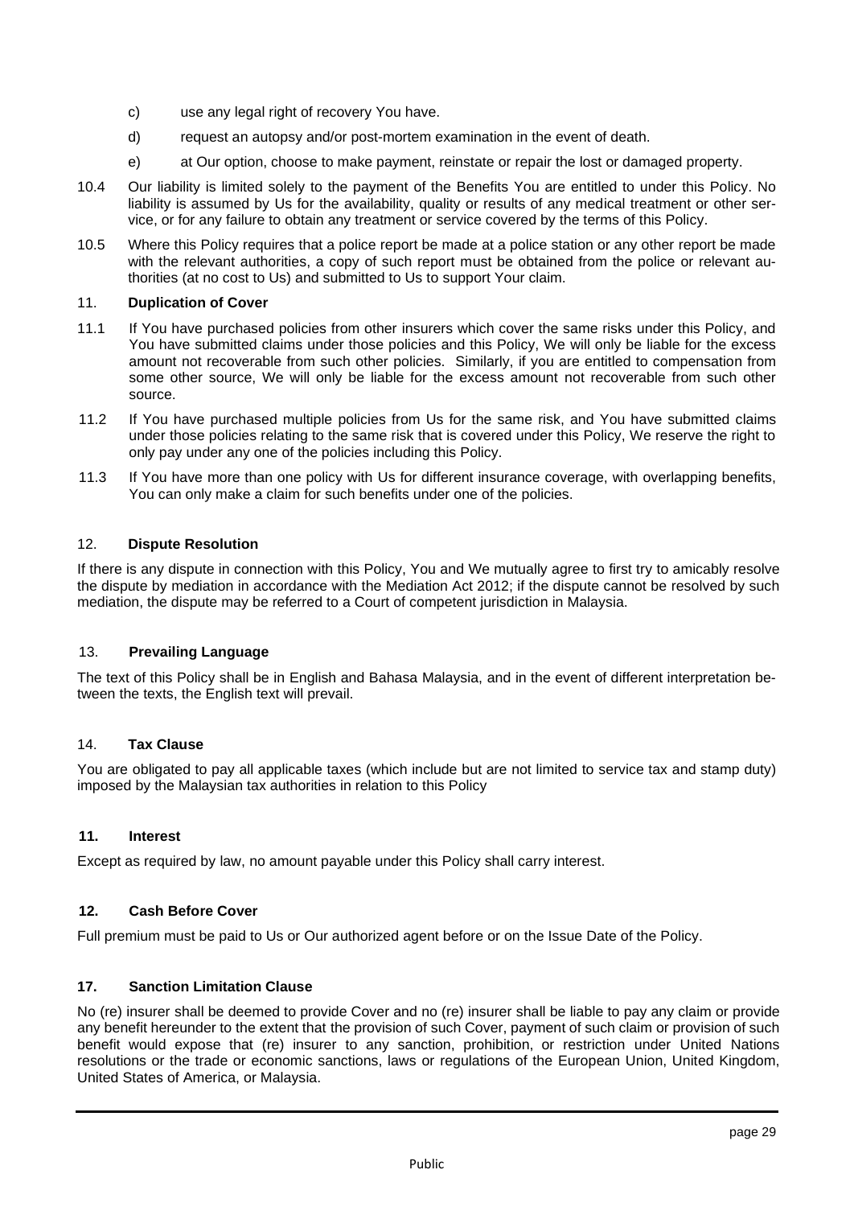c) use any legal right of recovery You have.

d) request an autopsy and/or post-mortem examination in the event of death.

e) at Our option, choose to make payment, reinstate or repair the lost or damaged property.

10.4 Our liability is limited solely to the payment of the Benefits You are entitled to under this Policy. No liability is assumed by Us for the availability, quality or results of any medical treatment or other service, or for any failure to obtain any treatment or service covered by the terms of this Policy.

10.5 Where this Policy requires that a police report be made at a police station or any other report be made with the relevant authorities, a copy of such report must be obtained from the police or relevant authorities (at no cost to Us) and submitted to Us to support Your claim.

### 11. Duplication of Cover

11.1 If You have purchased policies from other insurers which cover the same risks under this Policy, and You have submitted claims under those policies and this Policy, We will only be liable for the excess amount not recoverable from such other policies. Similarly, if you are entitled to compensation from some other source, We will only be liable for the excess amount not recoverable from such other source.

11.2 If You have purchased multiple policies from Us for the same risk, and You have submitted claims under those policies relating to the same risk that is covered under this Policy, We reserve the right to only pay under any one of the policies including this Policy.

11.3 If You have more than one policy with Us for different insurance coverage, with overlapping benefits, You can only make a claim for such benefits under one of the policies.

### 12. Dispute Resolution

If there is any dispute in connection with this Policy, You and We mutually agree to first try to amicably resolve the dispute by mediation in accordance with the Mediation Act 2012; if the dispute cannot be resolved by such mediation, the dispute may be referred to a Court of competent jurisdiction in Malaysia.

### 13. Prevailing Language

The text of this Policy shall be in English and Bahasa Malaysia, and in the event of different interpretation between the texts, the English text will prevail.

### 14. Tax Clause

You are obligated to pay all applicable taxes (which include but are not limited to service tax and stamp duty) imposed by the Malaysian tax authorities in relation to this Policy

### 11. Interest

Except as required by law, no amount payable under this Policy shall carry interest.

### 12. Cash Before Cover

Full premium must be paid to Us or Our authorized agent before or on the Issue Date of the Policy.

### 17. Sanction Limitation Clause

No (re) insurer shall be deemed to provide Cover and no (re) insurer shall be liable to pay any claim or provide any benefit hereunder to the extent that the provision of such Cover, payment of such claim or provision of such benefit would expose that (re) insurer to any sanction, prohibition, or restriction under United Nations resolutions or the trade or economic sanctions, laws or regulations of the European Union, United Kingdom, United States of America, or Malaysia.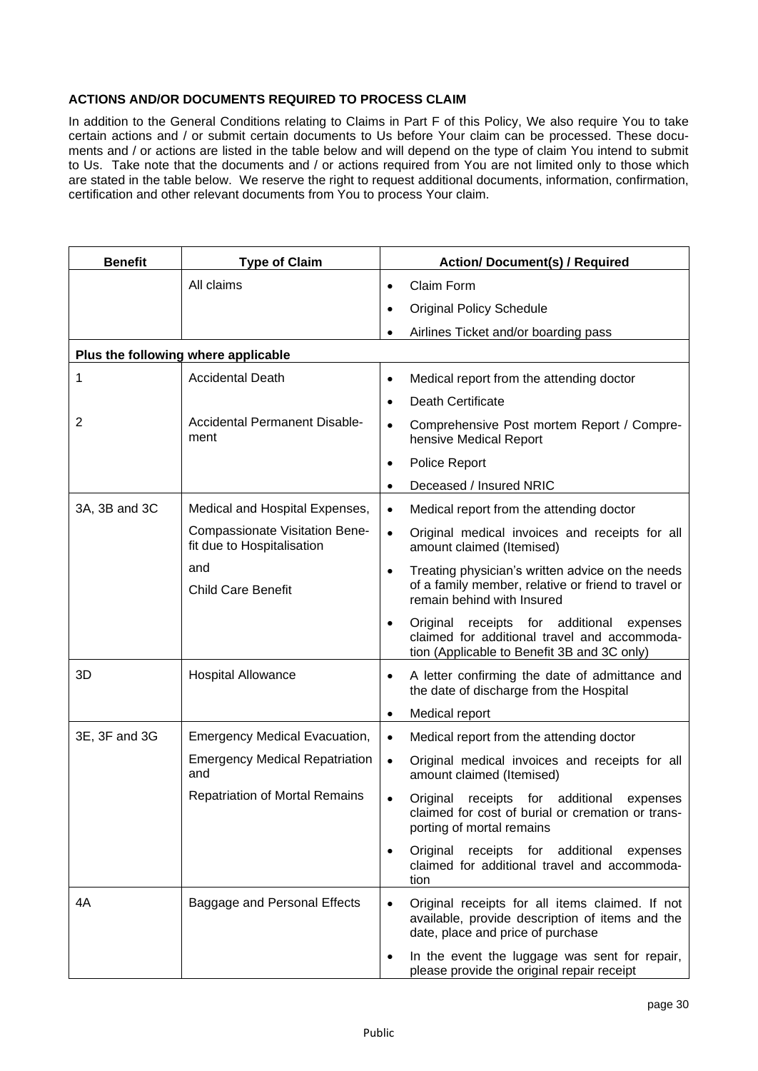**ACTIONS AND/OR DOCUMENTS REQUIRED TO PROCESS CLAIM**

In addition to the General Conditions relating to Claims in Part F of this Policy, We also require You to take certain actions and / or submit certain documents to Us before Your claim can be processed. These documents and / or actions are listed in the table below and will depend on the type of claim You intend to submit to Us. Take note that the documents and / or actions required from You are not limited only to those which are stated in the table below. We reserve the right to request additional documents, information, confirmation, certification and other relevant documents from You to process Your claim.

| Benefit | Type of Claim | Action/ Document(s) / Required |
|---|---|---|
| | All claims | • Claim Form<br>• Original Policy Schedule<br>• Airlines Ticket and/or boarding pass |
| **Plus the following where applicable** | | |
| 1<br><br>2 | Accidental Death<br><br>Accidental Permanent Disablement | • Medical report from the attending doctor<br>• Death Certificate<br>• Comprehensive Post mortem Report / Comprehensive Medical Report<br>• Police Report<br>• Deceased / Insured NRIC |
| 3A, 3B and 3C | Medical and Hospital Expenses,<br>Compassionate Visitation Benefit due to Hospitalisation<br>and<br>Child Care Benefit | • Medical report from the attending doctor<br>• Original medical invoices and receipts for all amount claimed (Itemised)<br>• Treating physician's written advice on the needs of a family member, relative or friend to travel or remain behind with Insured<br>• Original receipts for additional expenses claimed for additional travel and accommodation (Applicable to Benefit 3B and 3C only) |
| 3D | Hospital Allowance | • A letter confirming the date of admittance and the date of discharge from the Hospital<br>• Medical report |
| 3E, 3F and 3G | Emergency Medical Evacuation,<br>Emergency Medical Repatriation and<br>Repatriation of Mortal Remains | • Medical report from the attending doctor<br>• Original medical invoices and receipts for all amount claimed (Itemised)<br>• Original receipts for additional expenses claimed for cost of burial or cremation or transporting of mortal remains<br>• Original receipts for additional expenses claimed for additional travel and accommodation |
| 4A | Baggage and Personal Effects | • Original receipts for all items claimed. If not available, provide description of items and the date, place and price of purchase<br>• In the event the luggage was sent for repair, please provide the original repair receipt |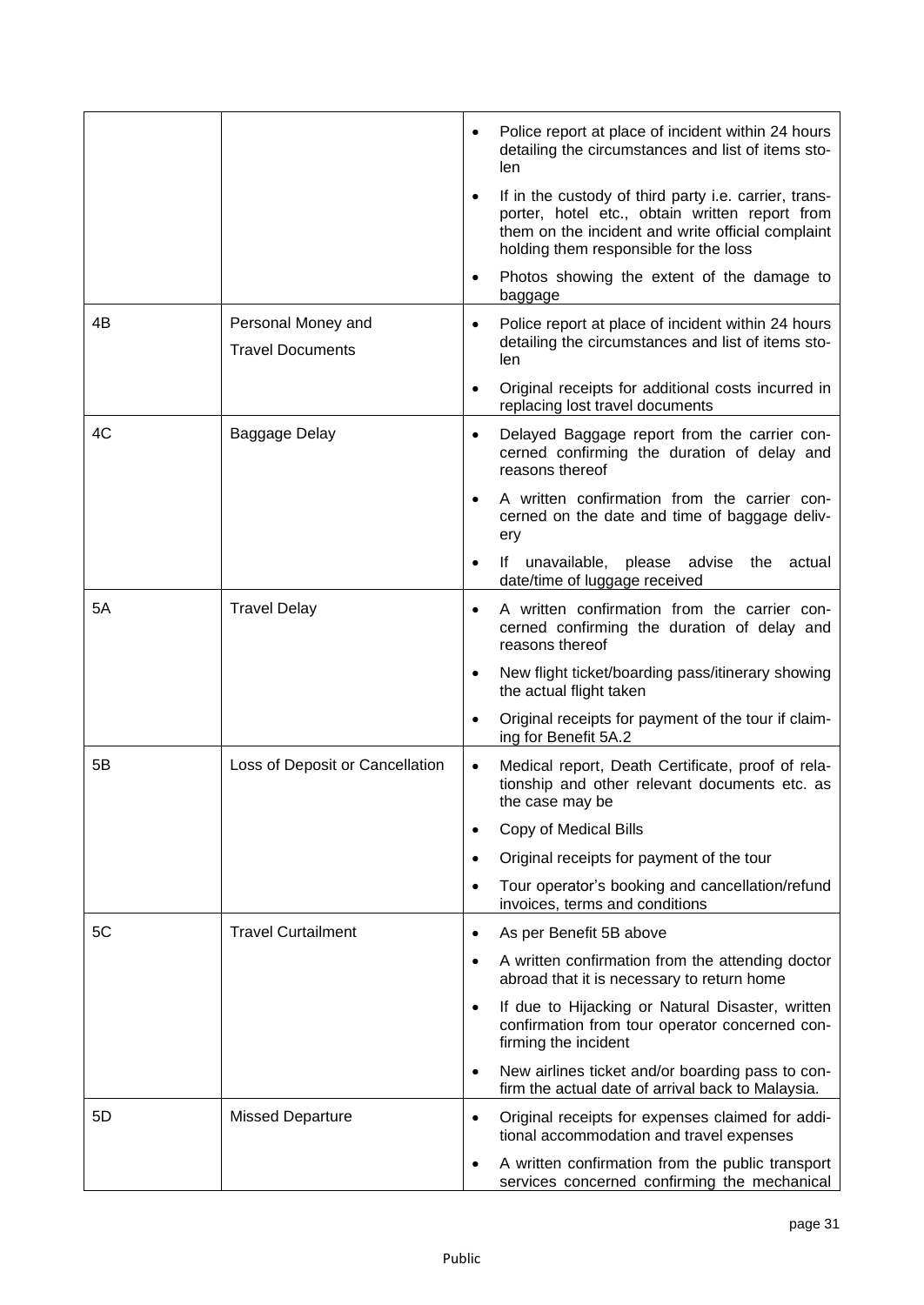| | | |
|---|---|---|
| | | • Police report at place of incident within 24 hours detailing the circumstances and list of items stolen<br>• If in the custody of third party i.e. carrier, transporter, hotel etc., obtain written report from them on the incident and write official complaint holding them responsible for the loss<br>• Photos showing the extent of the damage to baggage |
| 4B | Personal Money and Travel Documents | • Police report at place of incident within 24 hours detailing the circumstances and list of items stolen<br>• Original receipts for additional costs incurred in replacing lost travel documents |
| 4C | Baggage Delay | • Delayed Baggage report from the carrier concerned confirming the duration of delay and reasons thereof<br>• A written confirmation from the carrier concerned on the date and time of baggage delivery<br>• If unavailable, please advise the actual date/time of luggage received |
| 5A | Travel Delay | • A written confirmation from the carrier concerned confirming the duration of delay and reasons thereof<br>• New flight ticket/boarding pass/itinerary showing the actual flight taken<br>• Original receipts for payment of the tour if claiming for Benefit 5A.2 |
| 5B | Loss of Deposit or Cancellation | • Medical report, Death Certificate, proof of relationship and other relevant documents etc. as the case may be<br>• Copy of Medical Bills<br>• Original receipts for payment of the tour<br>• Tour operator's booking and cancellation/refund invoices, terms and conditions |
| 5C | Travel Curtailment | • As per Benefit 5B above<br>• A written confirmation from the attending doctor abroad that it is necessary to return home<br>• If due to Hijacking or Natural Disaster, written confirmation from tour operator concerned confirming the incident<br>• New airlines ticket and/or boarding pass to confirm the actual date of arrival back to Malaysia. |
| 5D | Missed Departure | • Original receipts for expenses claimed for additional accommodation and travel expenses<br>• A written confirmation from the public transport services concerned confirming the mechanical |

Public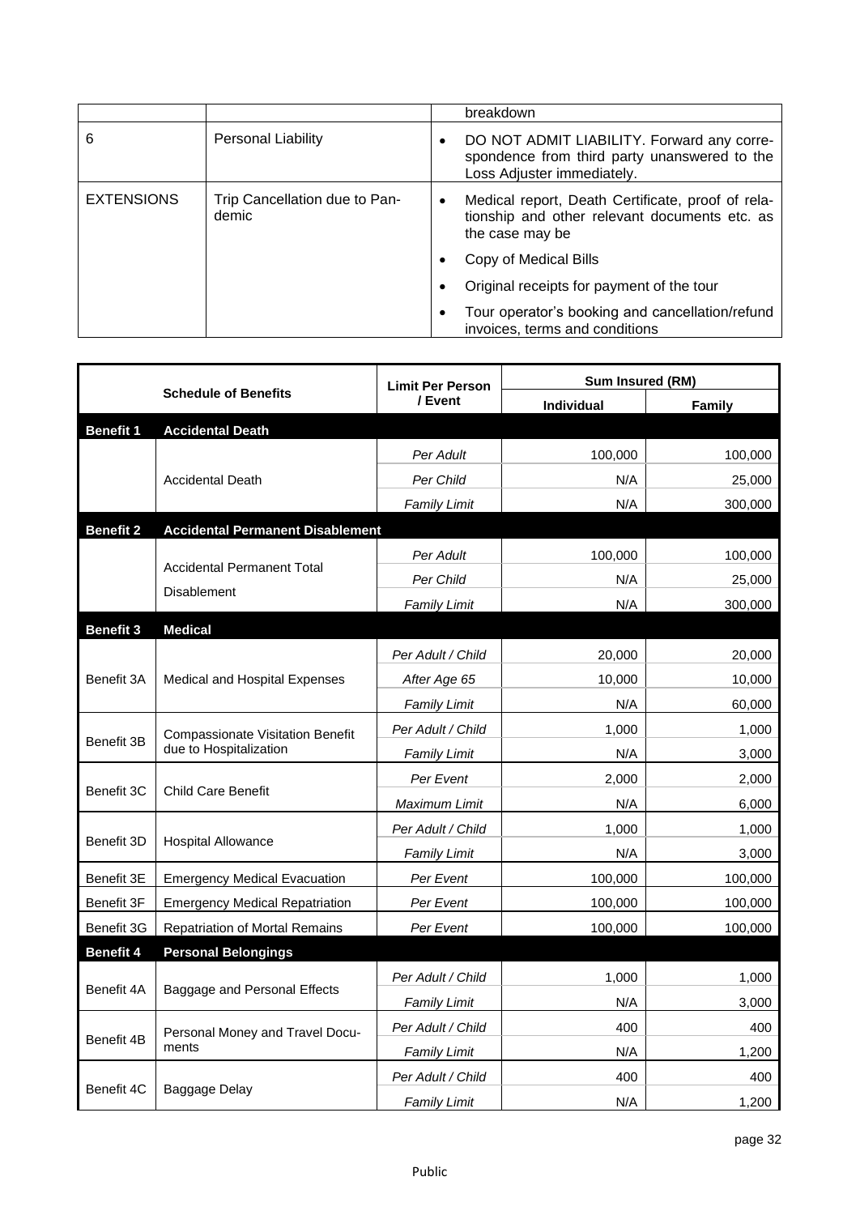| | | |
|---|---|---|
| | | breakdown |
| 6 | Personal Liability | • DO NOT ADMIT LIABILITY. Forward any correspondence from third party unanswered to the Loss Adjuster immediately. |
| EXTENSIONS | Trip Cancellation due to Pandemic | • Medical report, Death Certificate, proof of relationship and other relevant documents etc. as the case may be<br>• Copy of Medical Bills<br>• Original receipts for payment of the tour<br>• Tour operator's booking and cancellation/refund invoices, terms and conditions |

| Schedule of Benefits | | Limit Per Person / Event | Sum Insured (RM) | |
|---|---|---|---|---|
| | | | **Individual** | **Family** |
| **Benefit 1** | **Accidental Death** | | | |
| | Accidental Death | *Per Adult* | 100,000 | 100,000 |
| | | *Per Child* | N/A | 25,000 |
| | | *Family Limit* | N/A | 300,000 |
| **Benefit 2** | **Accidental Permanent Disablement** | | | |
| | Accidental Permanent Total Disablement | *Per Adult* | 100,000 | 100,000 |
| | | *Per Child* | N/A | 25,000 |
| | | *Family Limit* | N/A | 300,000 |
| **Benefit 3** | **Medical** | | | |
| Benefit 3A | Medical and Hospital Expenses | *Per Adult / Child* | 20,000 | 20,000 |
| | | *After Age 65* | 10,000 | 10,000 |
| | | *Family Limit* | N/A | 60,000 |
| Benefit 3B | Compassionate Visitation Benefit due to Hospitalization | *Per Adult / Child* | 1,000 | 1,000 |
| | | *Family Limit* | N/A | 3,000 |
| Benefit 3C | Child Care Benefit | *Per Event* | 2,000 | 2,000 |
| | | *Maximum Limit* | N/A | 6,000 |
| Benefit 3D | Hospital Allowance | *Per Adult / Child* | 1,000 | 1,000 |
| | | *Family Limit* | N/A | 3,000 |
| Benefit 3E | Emergency Medical Evacuation | *Per Event* | 100,000 | 100,000 |
| Benefit 3F | Emergency Medical Repatriation | *Per Event* | 100,000 | 100,000 |
| Benefit 3G | Repatriation of Mortal Remains | *Per Event* | 100,000 | 100,000 |
| **Benefit 4** | **Personal Belongings** | | | |
| Benefit 4A | Baggage and Personal Effects | *Per Adult / Child* | 1,000 | 1,000 |
| | | *Family Limit* | N/A | 3,000 |
| Benefit 4B | Personal Money and Travel Documents | *Per Adult / Child* | 400 | 400 |
| | | *Family Limit* | N/A | 1,200 |
| Benefit 4C | Baggage Delay | *Per Adult / Child* | 400 | 400 |
| | | *Family Limit* | N/A | 1,200 |

Public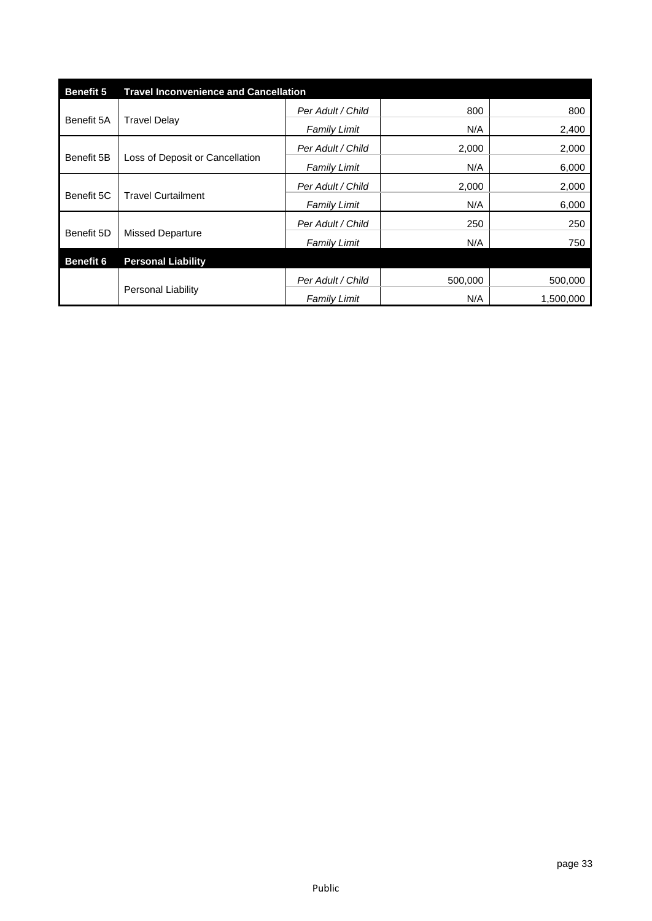| | | | | |
|---|---|---|---|---|
| **Benefit 5** | **Travel Inconvenience and Cancellation** | | | |
| Benefit 5A | Travel Delay | *Per Adult / Child* | 800 | 800 |
| | | *Family Limit* | N/A | 2,400 |
| Benefit 5B | Loss of Deposit or Cancellation | *Per Adult / Child* | 2,000 | 2,000 |
| | | *Family Limit* | N/A | 6,000 |
| Benefit 5C | Travel Curtailment | *Per Adult / Child* | 2,000 | 2,000 |
| | | *Family Limit* | N/A | 6,000 |
| Benefit 5D | Missed Departure | *Per Adult / Child* | 250 | 250 |
| | | *Family Limit* | N/A | 750 |
| **Benefit 6** | **Personal Liability** | | | |
| | Personal Liability | *Per Adult / Child* | 500,000 | 500,000 |
| | | *Family Limit* | N/A | 1,500,000 |

Public